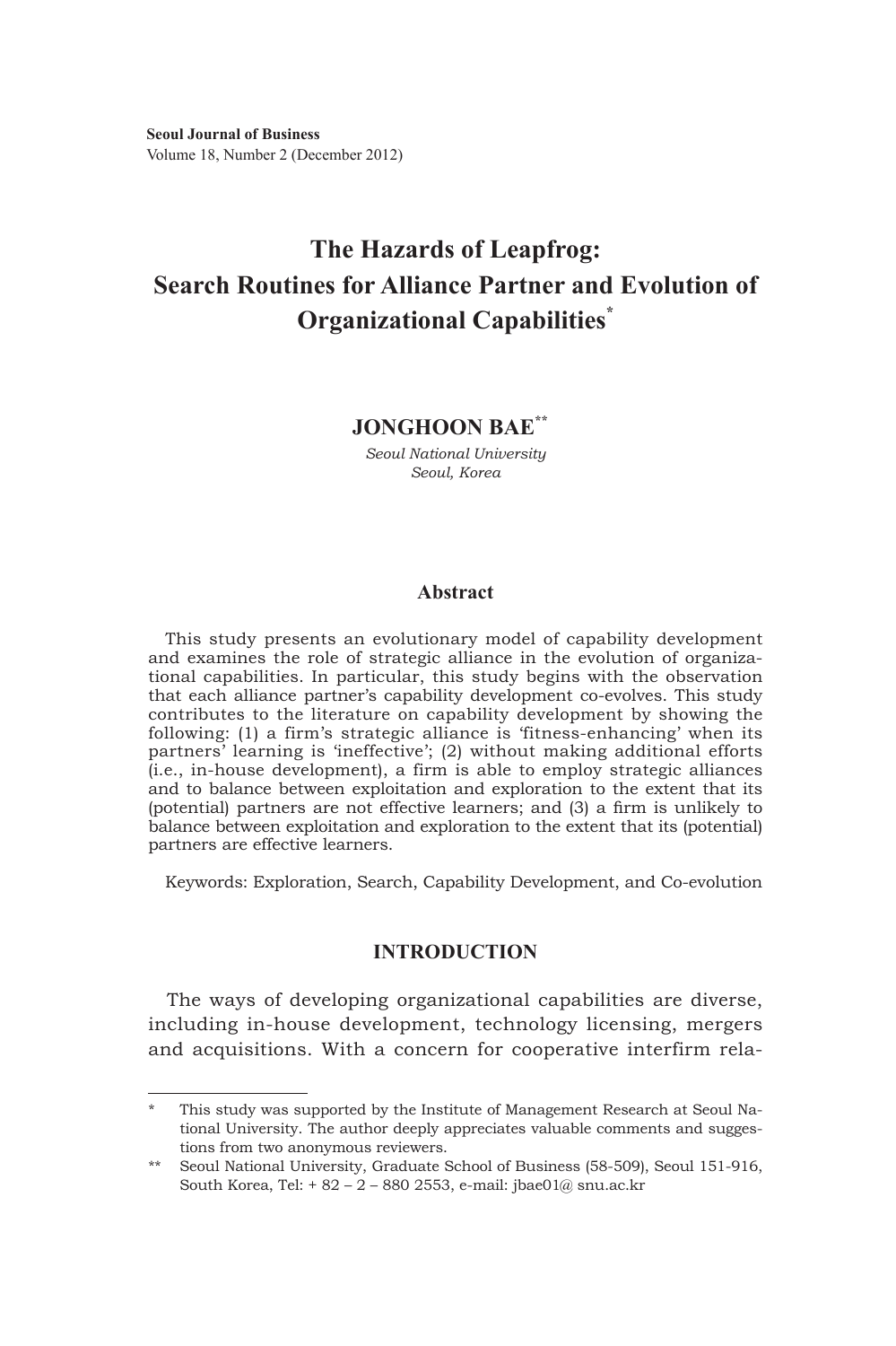**Seoul Journal of Business**
Volume 18, Number 2 (December 2012)

# The Hazards of Leapfrog: Search Routines for Alliance Partner and Evolution of Organizational Capabilities[*]

**JONGHOON BAE**[**]

*Seoul National University*
*Seoul, Korea*

## Abstract

This study presents an evolutionary model of capability development and examines the role of strategic alliance in the evolution of organizational capabilities. In particular, this study begins with the observation that each alliance partner's capability development co-evolves. This study contributes to the literature on capability development by showing the following: (1) a firm's strategic alliance is 'fitness-enhancing' when its partners' learning is 'ineffective'; (2) without making additional efforts (i.e., in-house development), a firm is able to employ strategic alliances and to balance between exploitation and exploration to the extent that its (potential) partners are not effective learners; and (3) a firm is unlikely to balance between exploitation and exploration to the extent that its (potential) partners are effective learners.

Keywords: Exploration, Search, Capability Development, and Co-evolution

## INTRODUCTION

The ways of developing organizational capabilities are diverse, including in-house development, technology licensing, mergers and acquisitions. With a concern for cooperative interfirm rela-

---

\* This study was supported by the Institute of Management Research at Seoul National University. The author deeply appreciates valuable comments and suggestions from two anonymous reviewers.

\*\* Seoul National University, Graduate School of Business (58-509), Seoul 151-916, South Korea, Tel: + 82 – 2 – 880 2553, e-mail: jbae01@ snu.ac.kr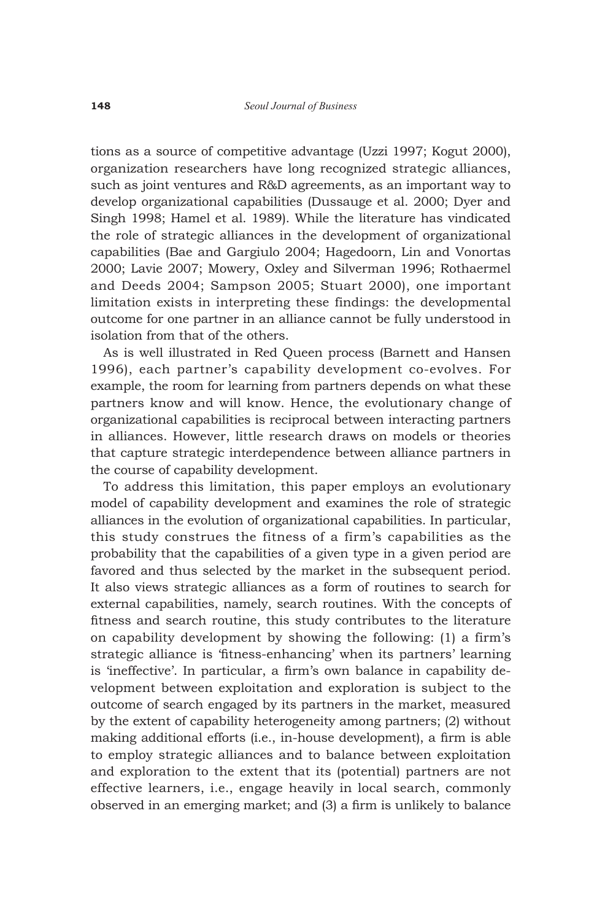tions as a source of competitive advantage (Uzzi 1997; Kogut 2000), organization researchers have long recognized strategic alliances, such as joint ventures and R&D agreements, as an important way to develop organizational capabilities (Dussauge et al. 2000; Dyer and Singh 1998; Hamel et al. 1989). While the literature has vindicated the role of strategic alliances in the development of organizational capabilities (Bae and Gargiulo 2004; Hagedoorn, Lin and Vonortas 2000; Lavie 2007; Mowery, Oxley and Silverman 1996; Rothaermel and Deeds 2004; Sampson 2005; Stuart 2000), one important limitation exists in interpreting these findings: the developmental outcome for one partner in an alliance cannot be fully understood in isolation from that of the others.

As is well illustrated in Red Queen process (Barnett and Hansen 1996), each partner's capability development co-evolves. For example, the room for learning from partners depends on what these partners know and will know. Hence, the evolutionary change of organizational capabilities is reciprocal between interacting partners in alliances. However, little research draws on models or theories that capture strategic interdependence between alliance partners in the course of capability development.

To address this limitation, this paper employs an evolutionary model of capability development and examines the role of strategic alliances in the evolution of organizational capabilities. In particular, this study construes the fitness of a firm's capabilities as the probability that the capabilities of a given type in a given period are favored and thus selected by the market in the subsequent period. It also views strategic alliances as a form of routines to search for external capabilities, namely, search routines. With the concepts of fitness and search routine, this study contributes to the literature on capability development by showing the following: (1) a firm's strategic alliance is 'fitness-enhancing' when its partners' learning is 'ineffective'. In particular, a firm's own balance in capability development between exploitation and exploration is subject to the outcome of search engaged by its partners in the market, measured by the extent of capability heterogeneity among partners; (2) without making additional efforts (i.e., in-house development), a firm is able to employ strategic alliances and to balance between exploitation and exploration to the extent that its (potential) partners are not effective learners, i.e., engage heavily in local search, commonly observed in an emerging market; and (3) a firm is unlikely to balance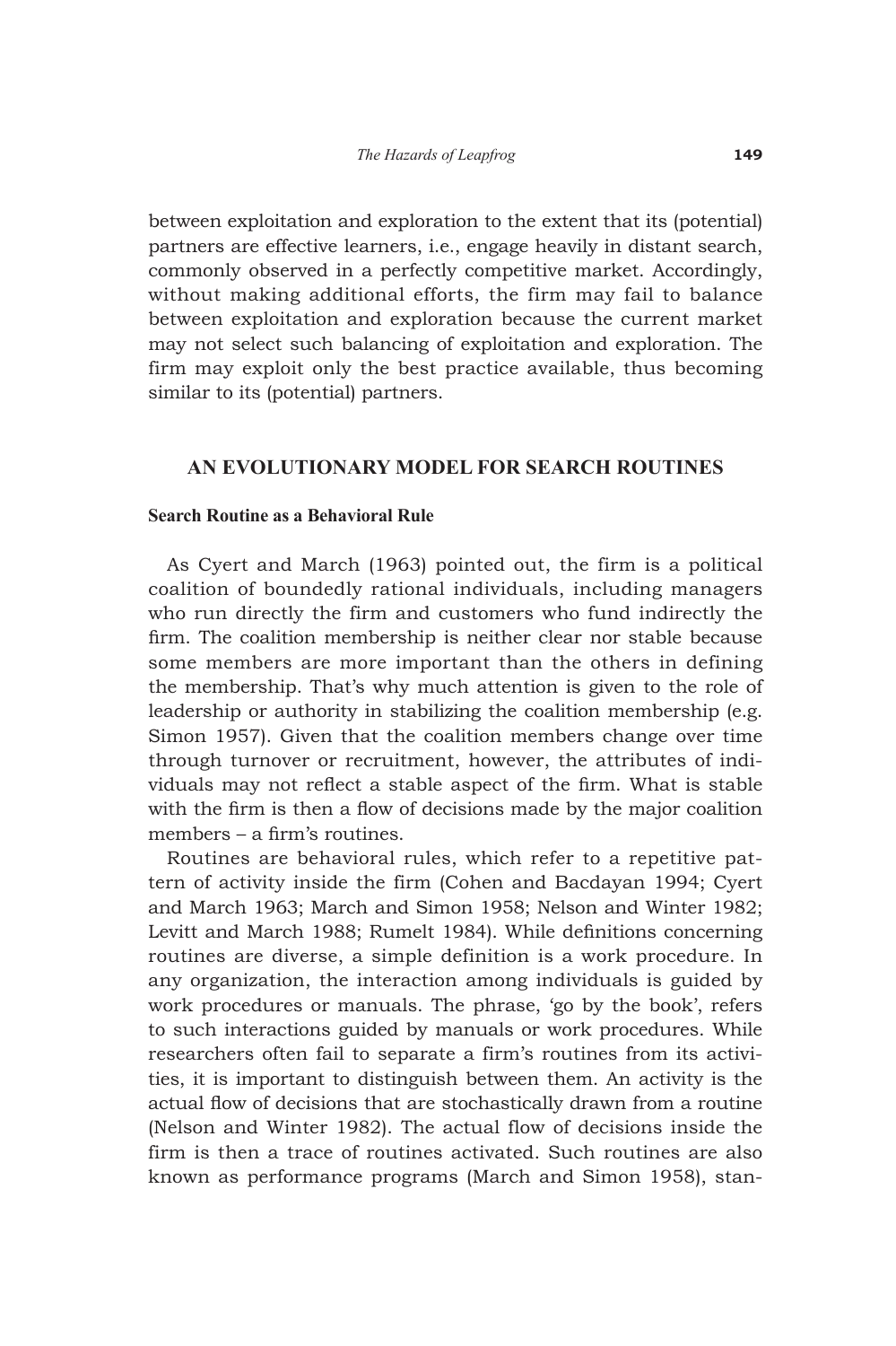between exploitation and exploration to the extent that its (potential) partners are effective learners, i.e., engage heavily in distant search, commonly observed in a perfectly competitive market. Accordingly, without making additional efforts, the firm may fail to balance between exploitation and exploration because the current market may not select such balancing of exploitation and exploration. The firm may exploit only the best practice available, thus becoming similar to its (potential) partners.

## AN EVOLUTIONARY MODEL FOR SEARCH ROUTINES

### Search Routine as a Behavioral Rule

As Cyert and March (1963) pointed out, the firm is a political coalition of boundedly rational individuals, including managers who run directly the firm and customers who fund indirectly the firm. The coalition membership is neither clear nor stable because some members are more important than the others in defining the membership. That's why much attention is given to the role of leadership or authority in stabilizing the coalition membership (e.g. Simon 1957). Given that the coalition members change over time through turnover or recruitment, however, the attributes of individuals may not reflect a stable aspect of the firm. What is stable with the firm is then a flow of decisions made by the major coalition members – a firm's routines.

Routines are behavioral rules, which refer to a repetitive pattern of activity inside the firm (Cohen and Bacdayan 1994; Cyert and March 1963; March and Simon 1958; Nelson and Winter 1982; Levitt and March 1988; Rumelt 1984). While definitions concerning routines are diverse, a simple definition is a work procedure. In any organization, the interaction among individuals is guided by work procedures or manuals. The phrase, 'go by the book', refers to such interactions guided by manuals or work procedures. While researchers often fail to separate a firm's routines from its activities, it is important to distinguish between them. An activity is the actual flow of decisions that are stochastically drawn from a routine (Nelson and Winter 1982). The actual flow of decisions inside the firm is then a trace of routines activated. Such routines are also known as performance programs (March and Simon 1958), stan-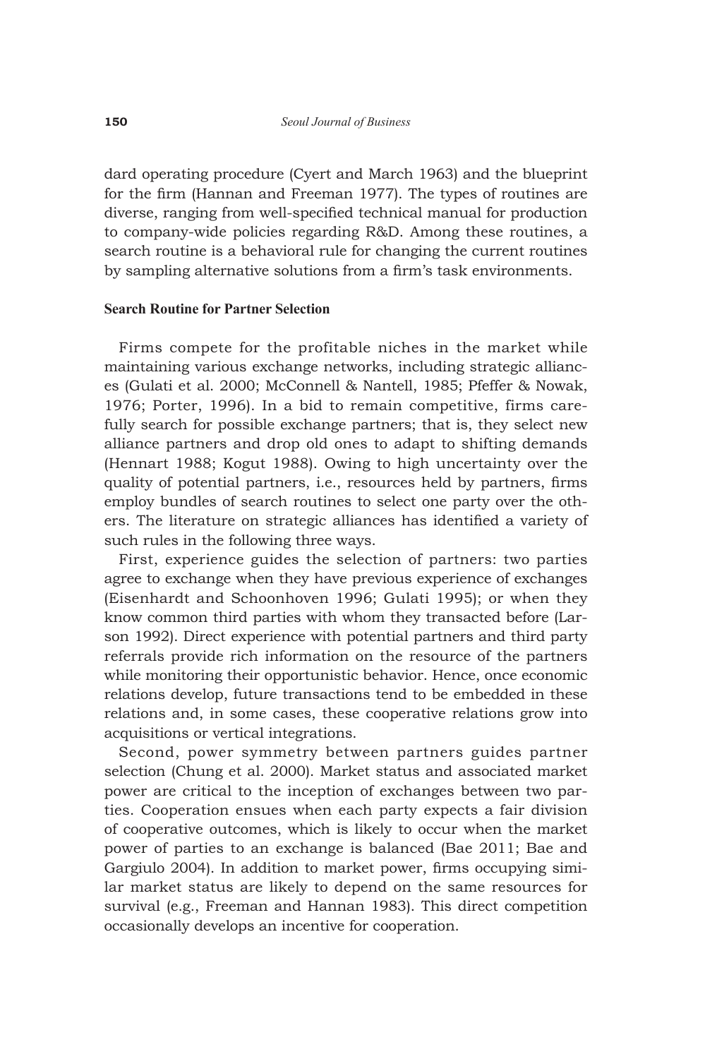dard operating procedure (Cyert and March 1963) and the blueprint for the firm (Hannan and Freeman 1977). The types of routines are diverse, ranging from well-specified technical manual for production to company-wide policies regarding R&D. Among these routines, a search routine is a behavioral rule for changing the current routines by sampling alternative solutions from a firm's task environments.

### Search Routine for Partner Selection

Firms compete for the profitable niches in the market while maintaining various exchange networks, including strategic alliances (Gulati et al. 2000; McConnell & Nantell, 1985; Pfeffer & Nowak, 1976; Porter, 1996). In a bid to remain competitive, firms carefully search for possible exchange partners; that is, they select new alliance partners and drop old ones to adapt to shifting demands (Hennart 1988; Kogut 1988). Owing to high uncertainty over the quality of potential partners, i.e., resources held by partners, firms employ bundles of search routines to select one party over the others. The literature on strategic alliances has identified a variety of such rules in the following three ways.

First, experience guides the selection of partners: two parties agree to exchange when they have previous experience of exchanges (Eisenhardt and Schoonhoven 1996; Gulati 1995); or when they know common third parties with whom they transacted before (Larson 1992). Direct experience with potential partners and third party referrals provide rich information on the resource of the partners while monitoring their opportunistic behavior. Hence, once economic relations develop, future transactions tend to be embedded in these relations and, in some cases, these cooperative relations grow into acquisitions or vertical integrations.

Second, power symmetry between partners guides partner selection (Chung et al. 2000). Market status and associated market power are critical to the inception of exchanges between two parties. Cooperation ensues when each party expects a fair division of cooperative outcomes, which is likely to occur when the market power of parties to an exchange is balanced (Bae 2011; Bae and Gargiulo 2004). In addition to market power, firms occupying similar market status are likely to depend on the same resources for survival (e.g., Freeman and Hannan 1983). This direct competition occasionally develops an incentive for cooperation.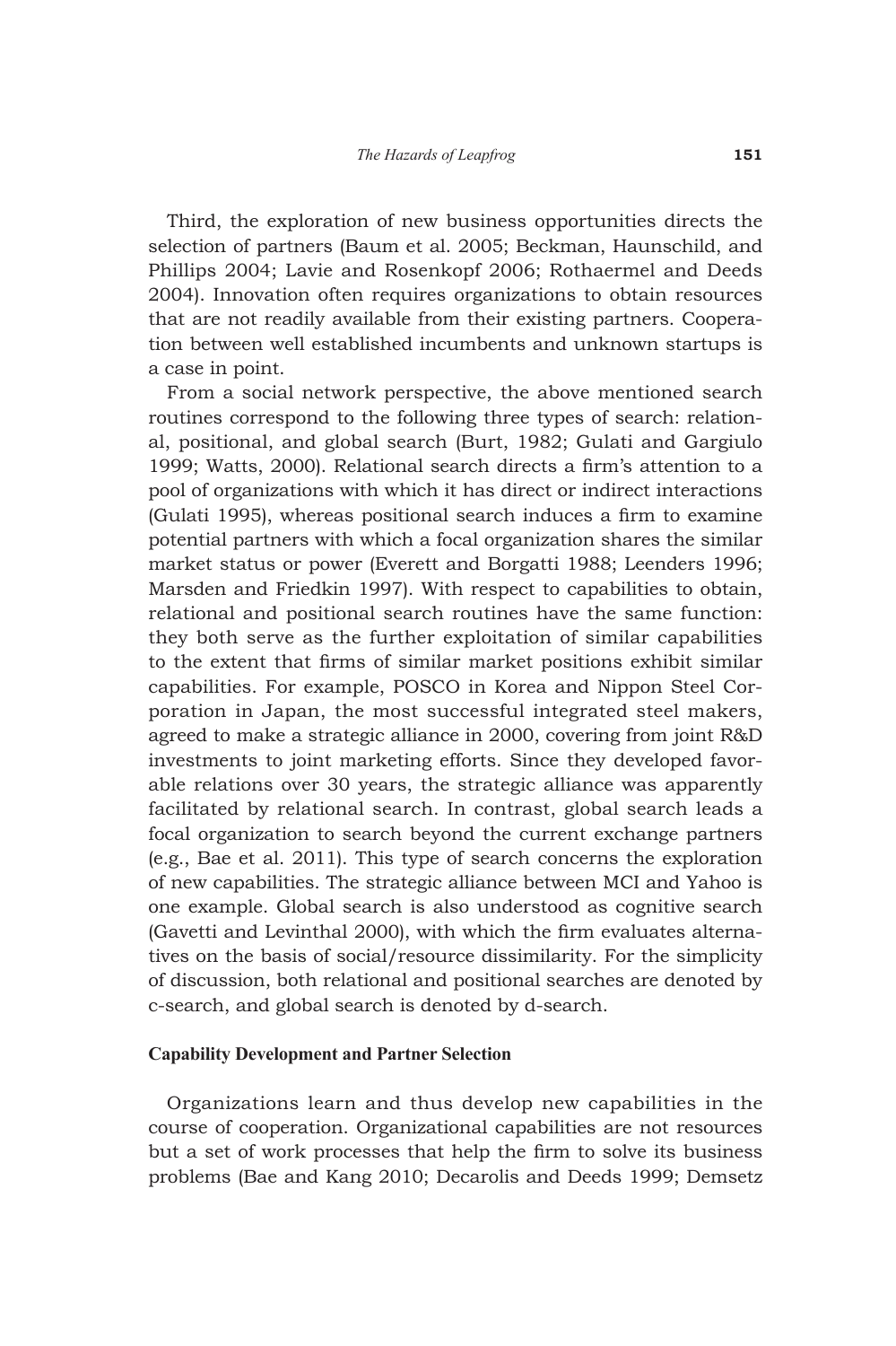Third, the exploration of new business opportunities directs the selection of partners (Baum et al. 2005; Beckman, Haunschild, and Phillips 2004; Lavie and Rosenkopf 2006; Rothaermel and Deeds 2004). Innovation often requires organizations to obtain resources that are not readily available from their existing partners. Cooperation between well established incumbents and unknown startups is a case in point.

From a social network perspective, the above mentioned search routines correspond to the following three types of search: relational, positional, and global search (Burt, 1982; Gulati and Gargiulo 1999; Watts, 2000). Relational search directs a firm's attention to a pool of organizations with which it has direct or indirect interactions (Gulati 1995), whereas positional search induces a firm to examine potential partners with which a focal organization shares the similar market status or power (Everett and Borgatti 1988; Leenders 1996; Marsden and Friedkin 1997). With respect to capabilities to obtain, relational and positional search routines have the same function: they both serve as the further exploitation of similar capabilities to the extent that firms of similar market positions exhibit similar capabilities. For example, POSCO in Korea and Nippon Steel Corporation in Japan, the most successful integrated steel makers, agreed to make a strategic alliance in 2000, covering from joint R&D investments to joint marketing efforts. Since they developed favorable relations over 30 years, the strategic alliance was apparently facilitated by relational search. In contrast, global search leads a focal organization to search beyond the current exchange partners (e.g., Bae et al. 2011). This type of search concerns the exploration of new capabilities. The strategic alliance between MCI and Yahoo is one example. Global search is also understood as cognitive search (Gavetti and Levinthal 2000), with which the firm evaluates alternatives on the basis of social/resource dissimilarity. For the simplicity of discussion, both relational and positional searches are denoted by c-search, and global search is denoted by d-search.

### Capability Development and Partner Selection

Organizations learn and thus develop new capabilities in the course of cooperation. Organizational capabilities are not resources but a set of work processes that help the firm to solve its business problems (Bae and Kang 2010; Decarolis and Deeds 1999; Demsetz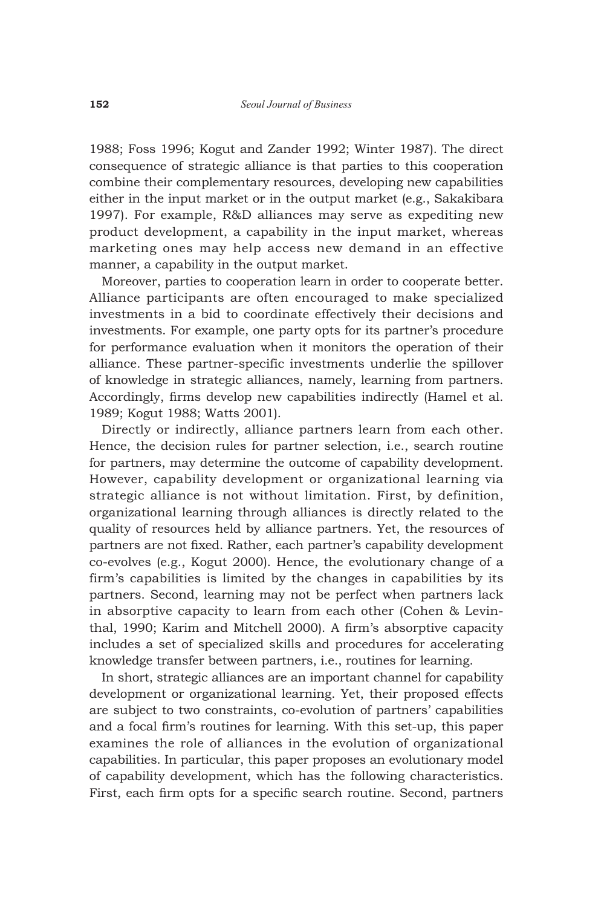1988; Foss 1996; Kogut and Zander 1992; Winter 1987). The direct consequence of strategic alliance is that parties to this cooperation combine their complementary resources, developing new capabilities either in the input market or in the output market (e.g., Sakakibara 1997). For example, R&D alliances may serve as expediting new product development, a capability in the input market, whereas marketing ones may help access new demand in an effective manner, a capability in the output market.

Moreover, parties to cooperation learn in order to cooperate better. Alliance participants are often encouraged to make specialized investments in a bid to coordinate effectively their decisions and investments. For example, one party opts for its partner's procedure for performance evaluation when it monitors the operation of their alliance. These partner-specific investments underlie the spillover of knowledge in strategic alliances, namely, learning from partners. Accordingly, firms develop new capabilities indirectly (Hamel et al. 1989; Kogut 1988; Watts 2001).

Directly or indirectly, alliance partners learn from each other. Hence, the decision rules for partner selection, i.e., search routine for partners, may determine the outcome of capability development. However, capability development or organizational learning via strategic alliance is not without limitation. First, by definition, organizational learning through alliances is directly related to the quality of resources held by alliance partners. Yet, the resources of partners are not fixed. Rather, each partner's capability development co-evolves (e.g., Kogut 2000). Hence, the evolutionary change of a firm's capabilities is limited by the changes in capabilities by its partners. Second, learning may not be perfect when partners lack in absorptive capacity to learn from each other (Cohen & Levinthal, 1990; Karim and Mitchell 2000). A firm's absorptive capacity includes a set of specialized skills and procedures for accelerating knowledge transfer between partners, i.e., routines for learning.

In short, strategic alliances are an important channel for capability development or organizational learning. Yet, their proposed effects are subject to two constraints, co-evolution of partners' capabilities and a focal firm's routines for learning. With this set-up, this paper examines the role of alliances in the evolution of organizational capabilities. In particular, this paper proposes an evolutionary model of capability development, which has the following characteristics. First, each firm opts for a specific search routine. Second, partners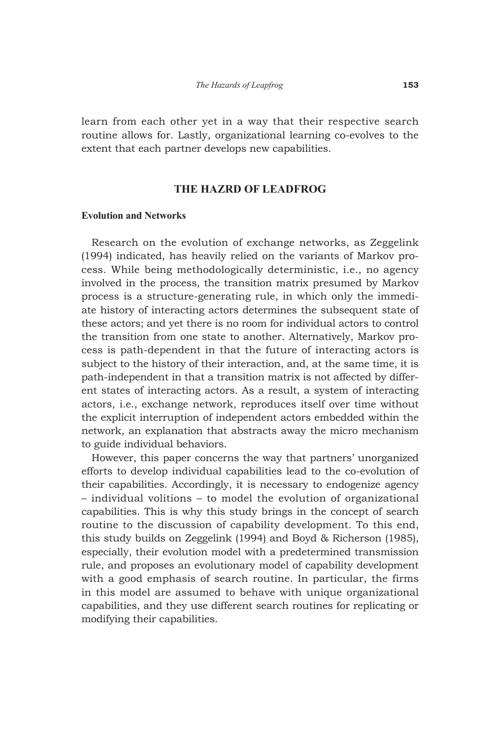learn from each other yet in a way that their respective search routine allows for. Lastly, organizational learning co-evolves to the extent that each partner develops new capabilities.

## THE HAZRD OF LEADFROG

### Evolution and Networks

Research on the evolution of exchange networks, as Zeggelink (1994) indicated, has heavily relied on the variants of Markov process. While being methodologically deterministic, i.e., no agency involved in the process, the transition matrix presumed by Markov process is a structure-generating rule, in which only the immediate history of interacting actors determines the subsequent state of these actors; and yet there is no room for individual actors to control the transition from one state to another. Alternatively, Markov process is path-dependent in that the future of interacting actors is subject to the history of their interaction, and, at the same time, it is path-independent in that a transition matrix is not affected by different states of interacting actors. As a result, a system of interacting actors, i.e., exchange network, reproduces itself over time without the explicit interruption of independent actors embedded within the network, an explanation that abstracts away the micro mechanism to guide individual behaviors.

However, this paper concerns the way that partners' unorganized efforts to develop individual capabilities lead to the co-evolution of their capabilities. Accordingly, it is necessary to endogenize agency – individual volitions – to model the evolution of organizational capabilities. This is why this study brings in the concept of search routine to the discussion of capability development. To this end, this study builds on Zeggelink (1994) and Boyd & Richerson (1985), especially, their evolution model with a predetermined transmission rule, and proposes an evolutionary model of capability development with a good emphasis of search routine. In particular, the firms in this model are assumed to behave with unique organizational capabilities, and they use different search routines for replicating or modifying their capabilities.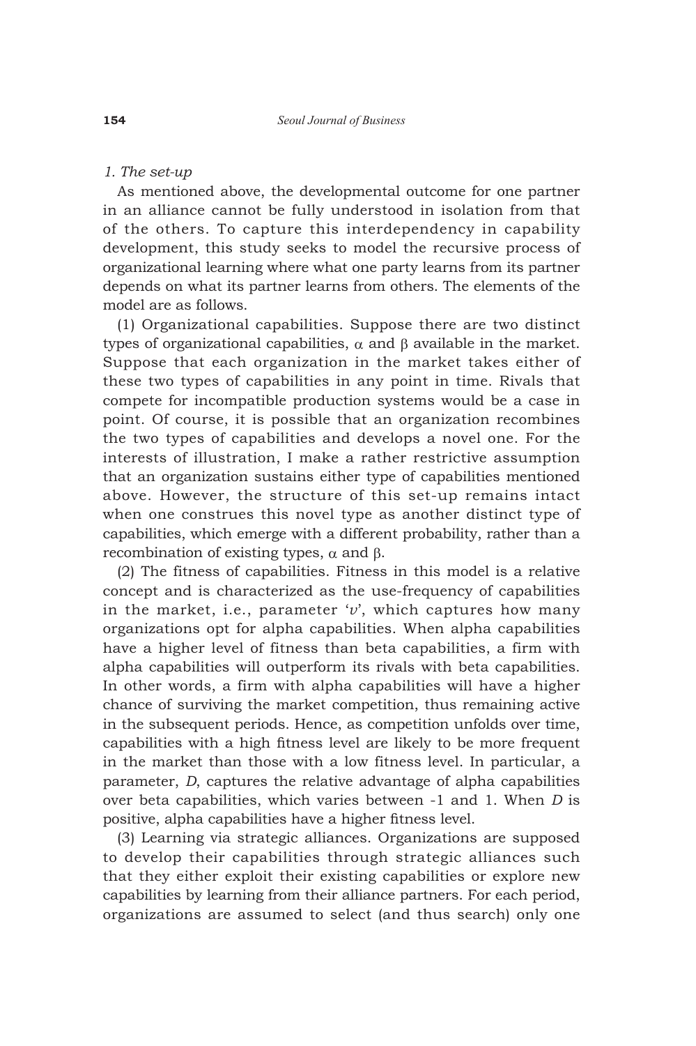*1. The set-up*

As mentioned above, the developmental outcome for one partner in an alliance cannot be fully understood in isolation from that of the others. To capture this interdependency in capability development, this study seeks to model the recursive process of organizational learning where what one party learns from its partner depends on what its partner learns from others. The elements of the model are as follows.

(1) Organizational capabilities. Suppose there are two distinct types of organizational capabilities, $\alpha$ and $\beta$ available in the market. Suppose that each organization in the market takes either of these two types of capabilities in any point in time. Rivals that compete for incompatible production systems would be a case in point. Of course, it is possible that an organization recombines the two types of capabilities and develops a novel one. For the interests of illustration, I make a rather restrictive assumption that an organization sustains either type of capabilities mentioned above. However, the structure of this set-up remains intact when one construes this novel type as another distinct type of capabilities, which emerge with a different probability, rather than a recombination of existing types, $\alpha$ and $\beta$.

(2) The fitness of capabilities. Fitness in this model is a relative concept and is characterized as the use-frequency of capabilities in the market, i.e., parameter '$v$', which captures how many organizations opt for alpha capabilities. When alpha capabilities have a higher level of fitness than beta capabilities, a firm with alpha capabilities will outperform its rivals with beta capabilities. In other words, a firm with alpha capabilities will have a higher chance of surviving the market competition, thus remaining active in the subsequent periods. Hence, as competition unfolds over time, capabilities with a high fitness level are likely to be more frequent in the market than those with a low fitness level. In particular, a parameter, $D$, captures the relative advantage of alpha capabilities over beta capabilities, which varies between -1 and 1. When $D$ is positive, alpha capabilities have a higher fitness level.

(3) Learning via strategic alliances. Organizations are supposed to develop their capabilities through strategic alliances such that they either exploit their existing capabilities or explore new capabilities by learning from their alliance partners. For each period, organizations are assumed to select (and thus search) only one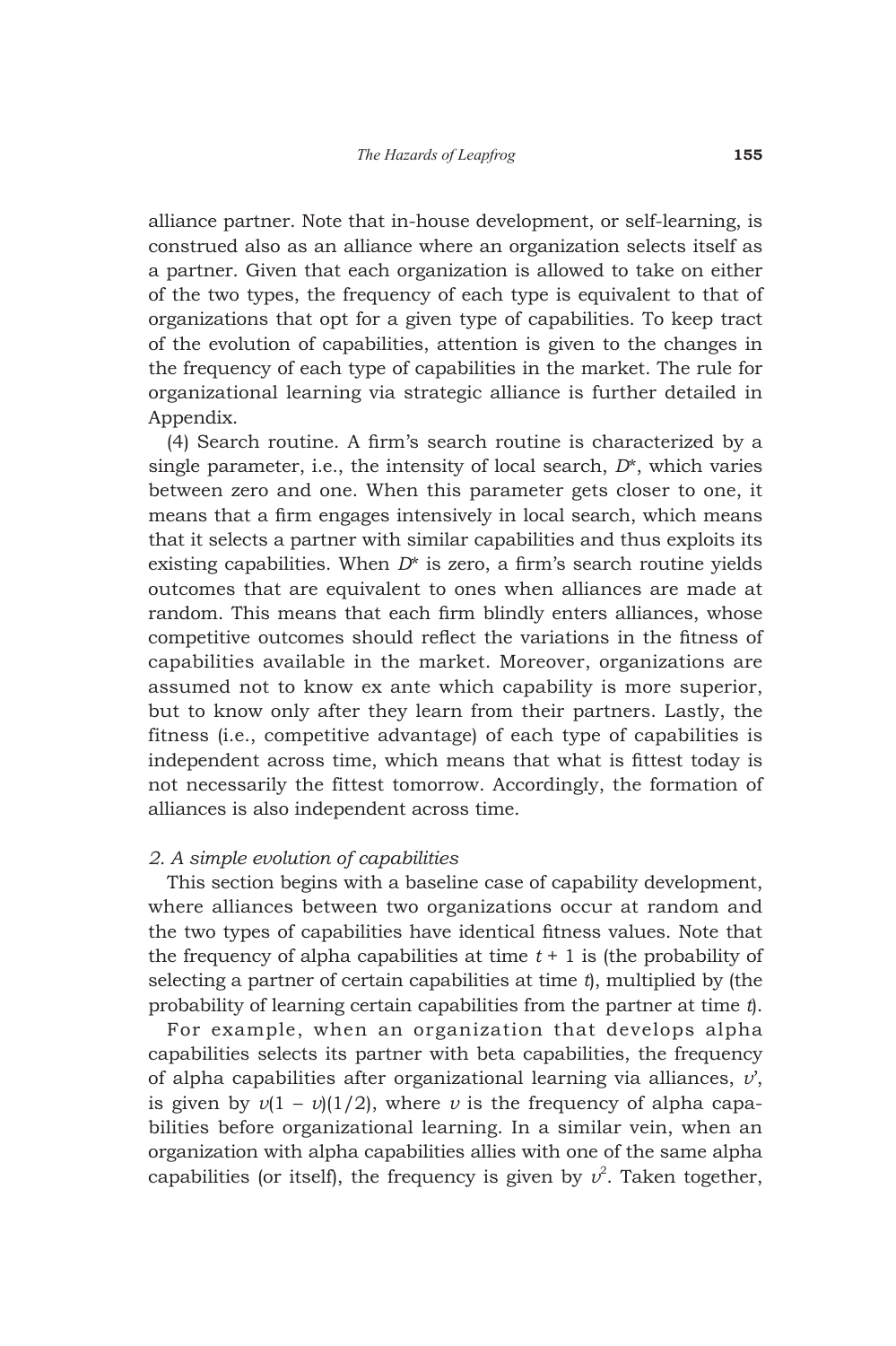alliance partner. Note that in-house development, or self-learning, is construed also as an alliance where an organization selects itself as a partner. Given that each organization is allowed to take on either of the two types, the frequency of each type is equivalent to that of organizations that opt for a given type of capabilities. To keep tract of the evolution of capabilities, attention is given to the changes in the frequency of each type of capabilities in the market. The rule for organizational learning via strategic alliance is further detailed in Appendix.

(4) Search routine. A firm's search routine is characterized by a single parameter, i.e., the intensity of local search, $D^*$, which varies between zero and one. When this parameter gets closer to one, it means that a firm engages intensively in local search, which means that it selects a partner with similar capabilities and thus exploits its existing capabilities. When $D^*$ is zero, a firm's search routine yields outcomes that are equivalent to ones when alliances are made at random. This means that each firm blindly enters alliances, whose competitive outcomes should reflect the variations in the fitness of capabilities available in the market. Moreover, organizations are assumed not to know ex ante which capability is more superior, but to know only after they learn from their partners. Lastly, the fitness (i.e., competitive advantage) of each type of capabilities is independent across time, which means that what is fittest today is not necessarily the fittest tomorrow. Accordingly, the formation of alliances is also independent across time.

*2. A simple evolution of capabilities*

This section begins with a baseline case of capability development, where alliances between two organizations occur at random and the two types of capabilities have identical fitness values. Note that the frequency of alpha capabilities at time $t + 1$ is (the probability of selecting a partner of certain capabilities at time $t$), multiplied by (the probability of learning certain capabilities from the partner at time $t$).

For example, when an organization that develops alpha capabilities selects its partner with beta capabilities, the frequency of alpha capabilities after organizational learning via alliances, $\upsilon'$, is given by $\upsilon(1 - \upsilon)(1/2)$, where $\upsilon$ is the frequency of alpha capabilities before organizational learning. In a similar vein, when an organization with alpha capabilities allies with one of the same alpha capabilities (or itself), the frequency is given by $\upsilon^2$. Taken together,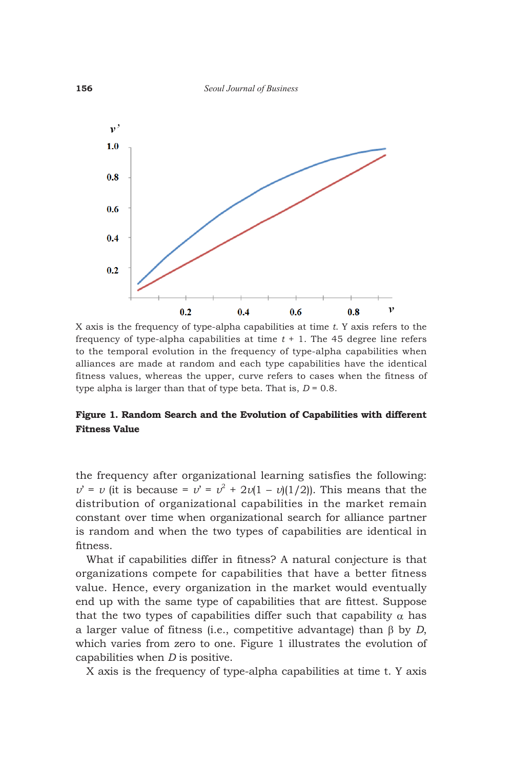X axis is the frequency of type-alpha capabilities at time *t*. Y axis refers to the frequency of type-alpha capabilities at time *t* + 1. The 45 degree line refers to the temporal evolution in the frequency of type-alpha capabilities when alliances are made at random and each type capabilities have the identical fitness values, whereas the upper, curve refers to cases when the fitness of type alpha is larger than that of type beta. That is, $D = 0.8$.

**Figure 1. Random Search and the Evolution of Capabilities with different Fitness Value**

the frequency after organizational learning satisfies the following: $v' = v$ (it is because = $v' = v^2 + 2v(1 - v)(1/2)$). This means that the distribution of organizational capabilities in the market remain constant over time when organizational search for alliance partner is random and when the two types of capabilities are identical in fitness.

What if capabilities differ in fitness? A natural conjecture is that organizations compete for capabilities that have a better fitness value. Hence, every organization in the market would eventually end up with the same type of capabilities that are fittest. Suppose that the two types of capabilities differ such that capability $\alpha$ has a larger value of fitness (i.e., competitive advantage) than $\beta$ by $D$, which varies from zero to one. Figure 1 illustrates the evolution of capabilities when $D$ is positive.

X axis is the frequency of type-alpha capabilities at time t. Y axis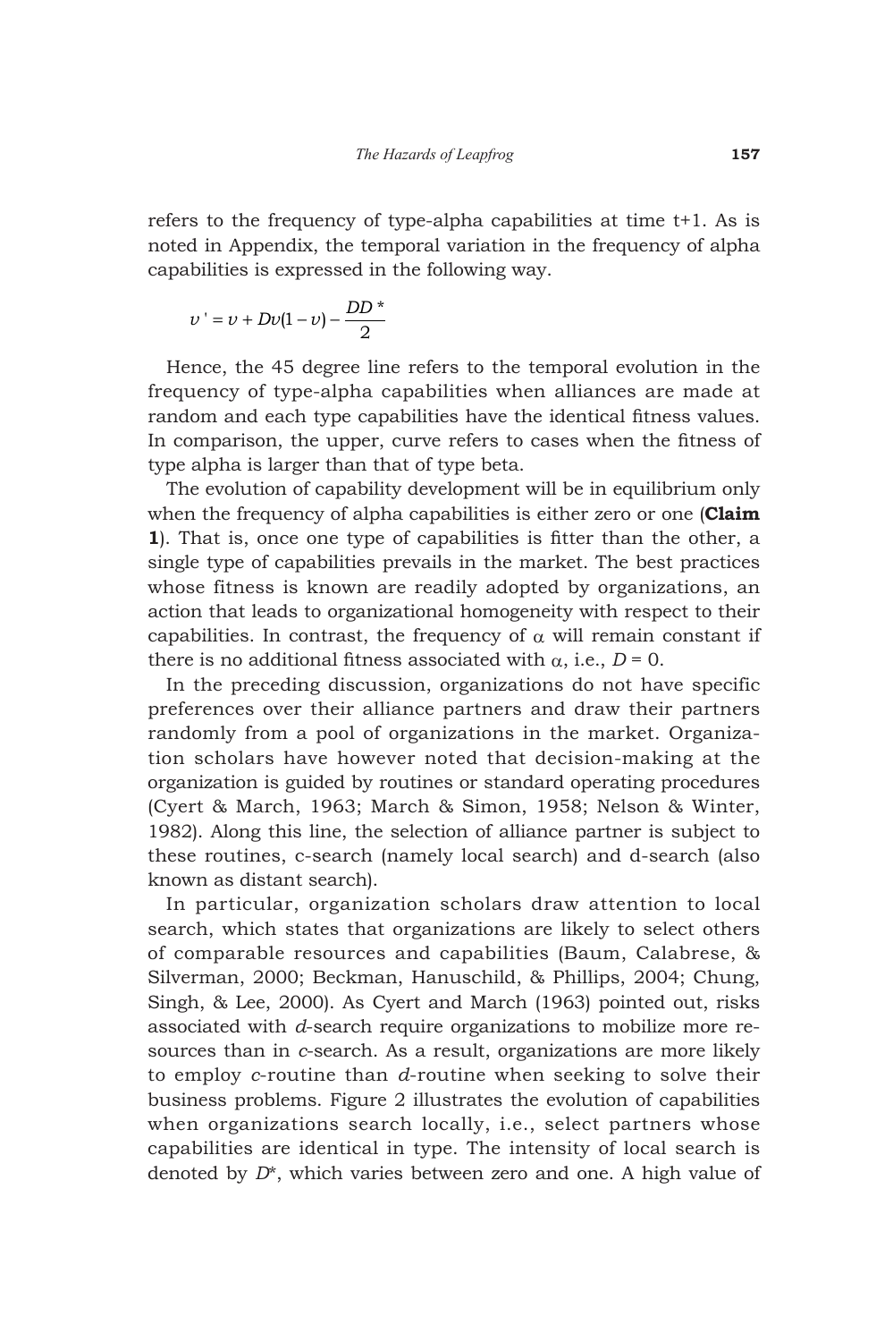refers to the frequency of type-alpha capabilities at time t+1. As is noted in Appendix, the temporal variation in the frequency of alpha capabilities is expressed in the following way.

$$\upsilon' = \upsilon + D\upsilon(1-\upsilon) - \frac{DD^*}{2}$$

Hence, the 45 degree line refers to the temporal evolution in the frequency of type-alpha capabilities when alliances are made at random and each type capabilities have the identical fitness values. In comparison, the upper, curve refers to cases when the fitness of type alpha is larger than that of type beta.

The evolution of capability development will be in equilibrium only when the frequency of alpha capabilities is either zero or one (**Claim 1**). That is, once one type of capabilities is fitter than the other, a single type of capabilities prevails in the market. The best practices whose fitness is known are readily adopted by organizations, an action that leads to organizational homogeneity with respect to their capabilities. In contrast, the frequency of $\alpha$ will remain constant if there is no additional fitness associated with $\alpha$, i.e., $D = 0$.

In the preceding discussion, organizations do not have specific preferences over their alliance partners and draw their partners randomly from a pool of organizations in the market. Organization scholars have however noted that decision-making at the organization is guided by routines or standard operating procedures (Cyert & March, 1963; March & Simon, 1958; Nelson & Winter, 1982). Along this line, the selection of alliance partner is subject to these routines, c-search (namely local search) and d-search (also known as distant search).

In particular, organization scholars draw attention to local search, which states that organizations are likely to select others of comparable resources and capabilities (Baum, Calabrese, & Silverman, 2000; Beckman, Hanuschild, & Phillips, 2004; Chung, Singh, & Lee, 2000). As Cyert and March (1963) pointed out, risks associated with *d*-search require organizations to mobilize more resources than in *c*-search. As a result, organizations are more likely to employ *c*-routine than *d*-routine when seeking to solve their business problems. Figure 2 illustrates the evolution of capabilities when organizations search locally, i.e., select partners whose capabilities are identical in type. The intensity of local search is denoted by $D^*$, which varies between zero and one. A high value of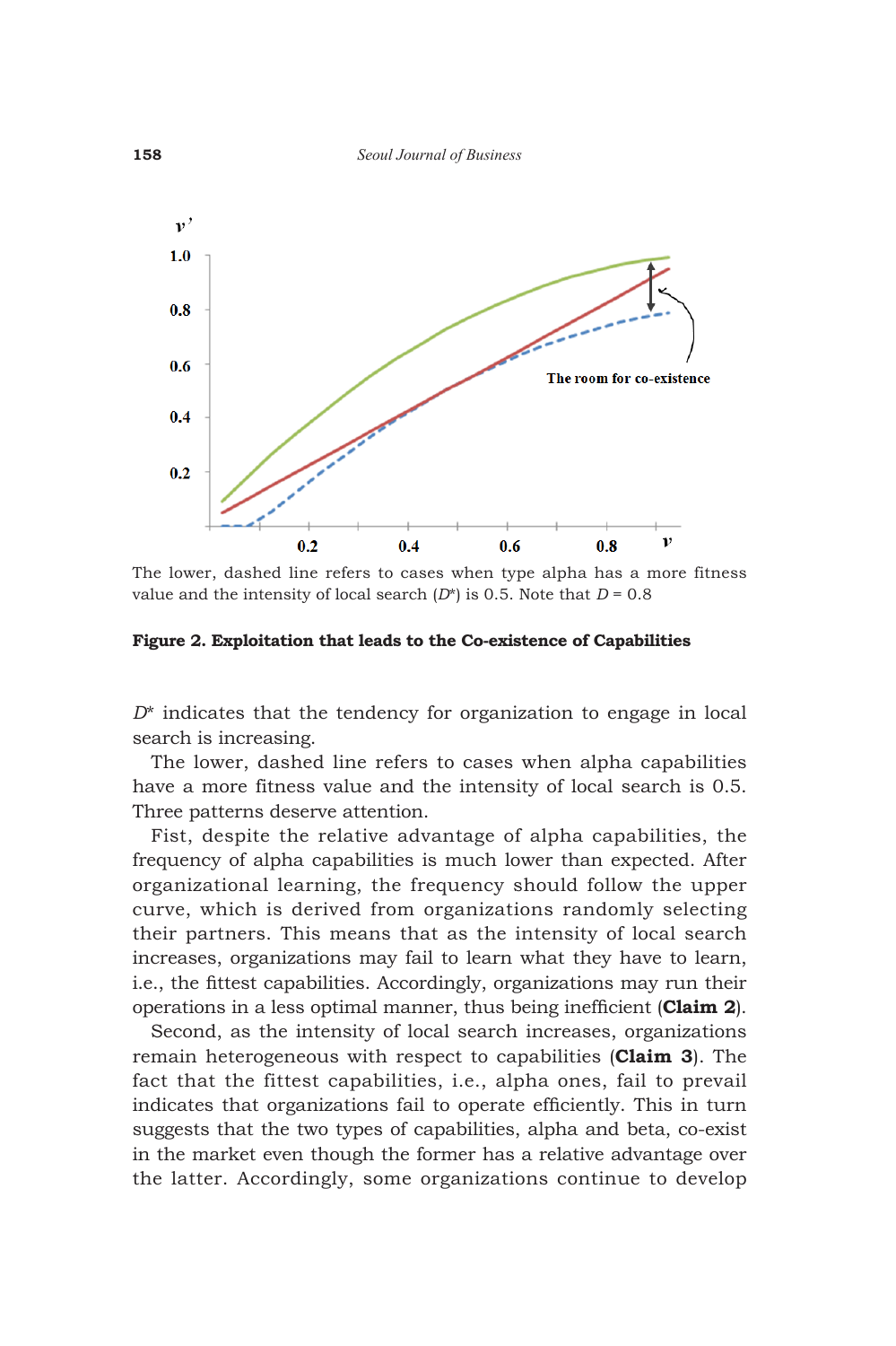The lower, dashed line refers to cases when type alpha has a more fitness value and the intensity of local search ($D^*$) is 0.5. Note that $D$ = 0.8

**Figure 2. Exploitation that leads to the Co-existence of Capabilities**

$D^*$ indicates that the tendency for organization to engage in local search is increasing.

The lower, dashed line refers to cases when alpha capabilities have a more fitness value and the intensity of local search is 0.5. Three patterns deserve attention.

Fist, despite the relative advantage of alpha capabilities, the frequency of alpha capabilities is much lower than expected. After organizational learning, the frequency should follow the upper curve, which is derived from organizations randomly selecting their partners. This means that as the intensity of local search increases, organizations may fail to learn what they have to learn, i.e., the fittest capabilities. Accordingly, organizations may run their operations in a less optimal manner, thus being inefficient (**Claim 2**).

Second, as the intensity of local search increases, organizations remain heterogeneous with respect to capabilities (**Claim 3**). The fact that the fittest capabilities, i.e., alpha ones, fail to prevail indicates that organizations fail to operate efficiently. This in turn suggests that the two types of capabilities, alpha and beta, co-exist in the market even though the former has a relative advantage over the latter. Accordingly, some organizations continue to develop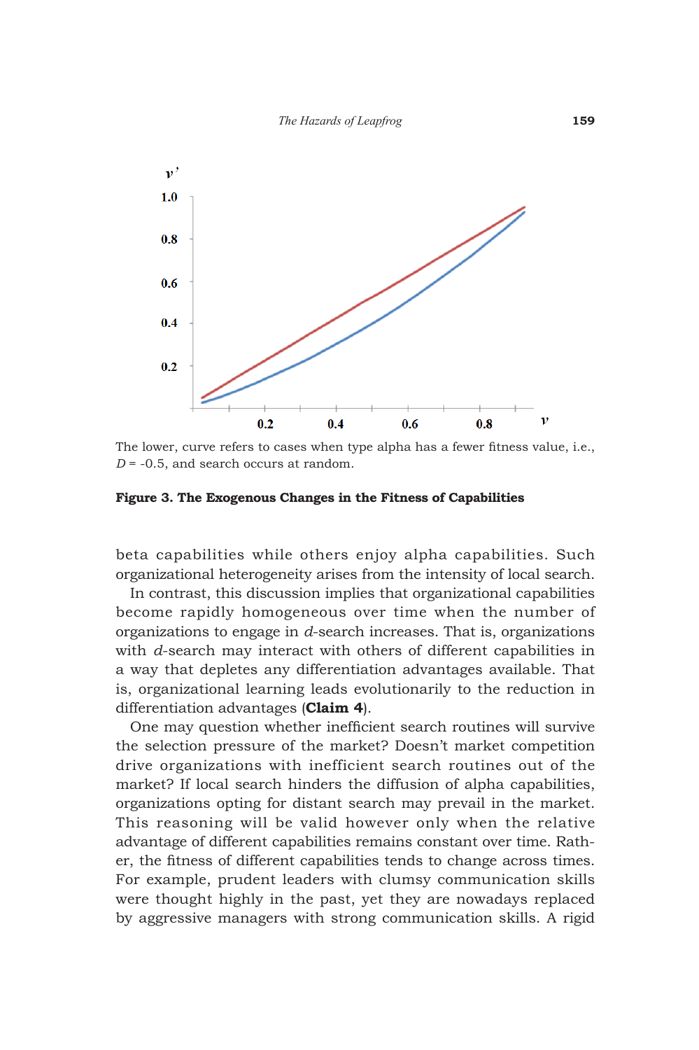The lower, curve refers to cases when type alpha has a fewer fitness value, i.e., $D$ = -0.5, and search occurs at random.

**Figure 3. The Exogenous Changes in the Fitness of Capabilities**

beta capabilities while others enjoy alpha capabilities. Such organizational heterogeneity arises from the intensity of local search.

In contrast, this discussion implies that organizational capabilities become rapidly homogeneous over time when the number of organizations to engage in $d$-search increases. That is, organizations with $d$-search may interact with others of different capabilities in a way that depletes any differentiation advantages available. That is, organizational learning leads evolutionarily to the reduction in differentiation advantages (**Claim 4**).

One may question whether inefficient search routines will survive the selection pressure of the market? Doesn't market competition drive organizations with inefficient search routines out of the market? If local search hinders the diffusion of alpha capabilities, organizations opting for distant search may prevail in the market. This reasoning will be valid however only when the relative advantage of different capabilities remains constant over time. Rather, the fitness of different capabilities tends to change across times. For example, prudent leaders with clumsy communication skills were thought highly in the past, yet they are nowadays replaced by aggressive managers with strong communication skills. A rigid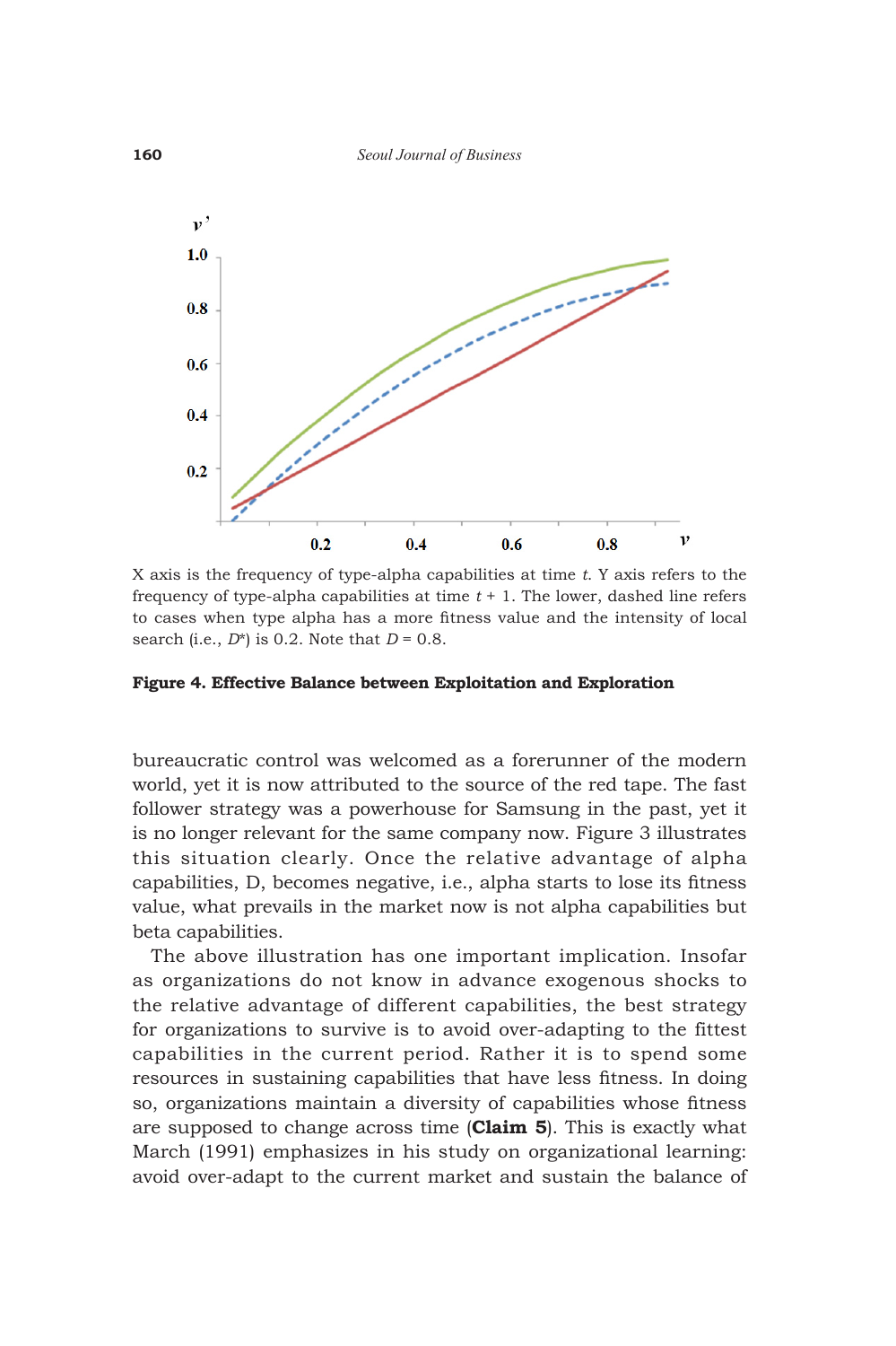X axis is the frequency of type-alpha capabilities at time $t$. Y axis refers to the frequency of type-alpha capabilities at time $t + 1$. The lower, dashed line refers to cases when type alpha has a more fitness value and the intensity of local search (i.e., $D^*$) is 0.2. Note that $D = 0.8$.

**Figure 4. Effective Balance between Exploitation and Exploration**

bureaucratic control was welcomed as a forerunner of the modern world, yet it is now attributed to the source of the red tape. The fast follower strategy was a powerhouse for Samsung in the past, yet it is no longer relevant for the same company now. Figure 3 illustrates this situation clearly. Once the relative advantage of alpha capabilities, D, becomes negative, i.e., alpha starts to lose its fitness value, what prevails in the market now is not alpha capabilities but beta capabilities.

The above illustration has one important implication. Insofar as organizations do not know in advance exogenous shocks to the relative advantage of different capabilities, the best strategy for organizations to survive is to avoid over-adapting to the fittest capabilities in the current period. Rather it is to spend some resources in sustaining capabilities that have less fitness. In doing so, organizations maintain a diversity of capabilities whose fitness are supposed to change across time (**Claim 5**). This is exactly what March (1991) emphasizes in his study on organizational learning: avoid over-adapt to the current market and sustain the balance of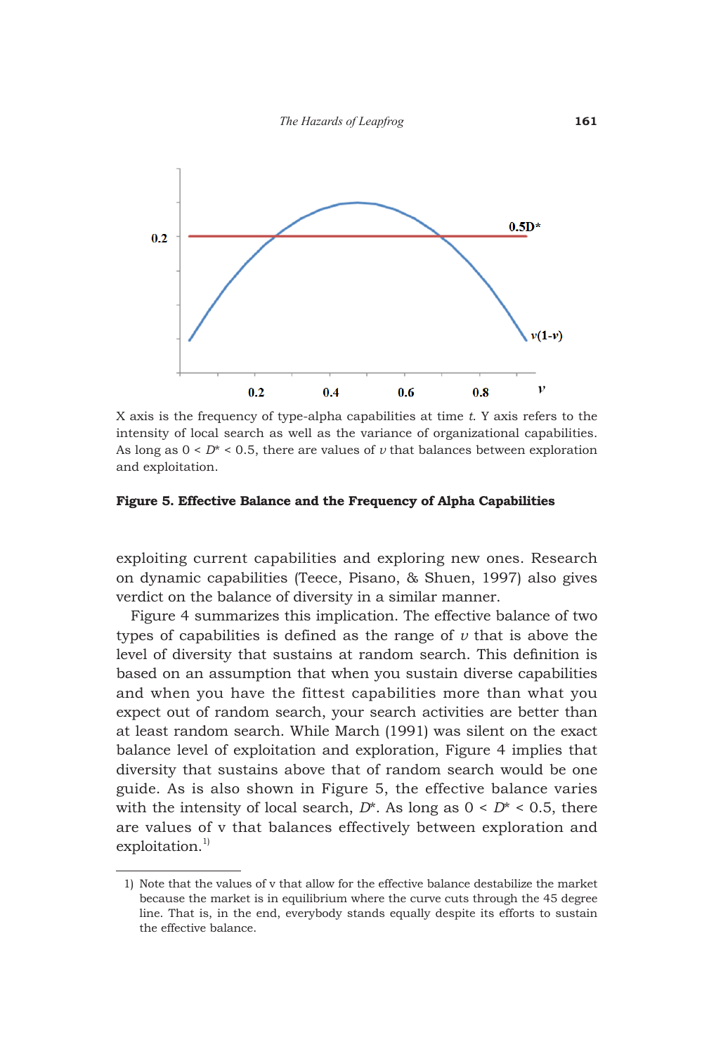X axis is the frequency of type-alpha capabilities at time $t$. Y axis refers to the intensity of local search as well as the variance of organizational capabilities. As long as $0 < D^* < 0.5$, there are values of $v$ that balances between exploration and exploitation.

**Figure 5. Effective Balance and the Frequency of Alpha Capabilities**

exploiting current capabilities and exploring new ones. Research on dynamic capabilities (Teece, Pisano, & Shuen, 1997) also gives verdict on the balance of diversity in a similar manner.

Figure 4 summarizes this implication. The effective balance of two types of capabilities is defined as the range of $v$ that is above the level of diversity that sustains at random search. This definition is based on an assumption that when you sustain diverse capabilities and when you have the fittest capabilities more than what you expect out of random search, your search activities are better than at least random search. While March (1991) was silent on the exact balance level of exploitation and exploration, Figure 4 implies that diversity that sustains above that of random search would be one guide. As is also shown in Figure 5, the effective balance varies with the intensity of local search, $D^*$. As long as $0 < D^* < 0.5$, there are values of v that balances effectively between exploration and exploitation.[1)]

1) Note that the values of v that allow for the effective balance destabilize the market because the market is in equilibrium where the curve cuts through the 45 degree line. That is, in the end, everybody stands equally despite its efforts to sustain the effective balance.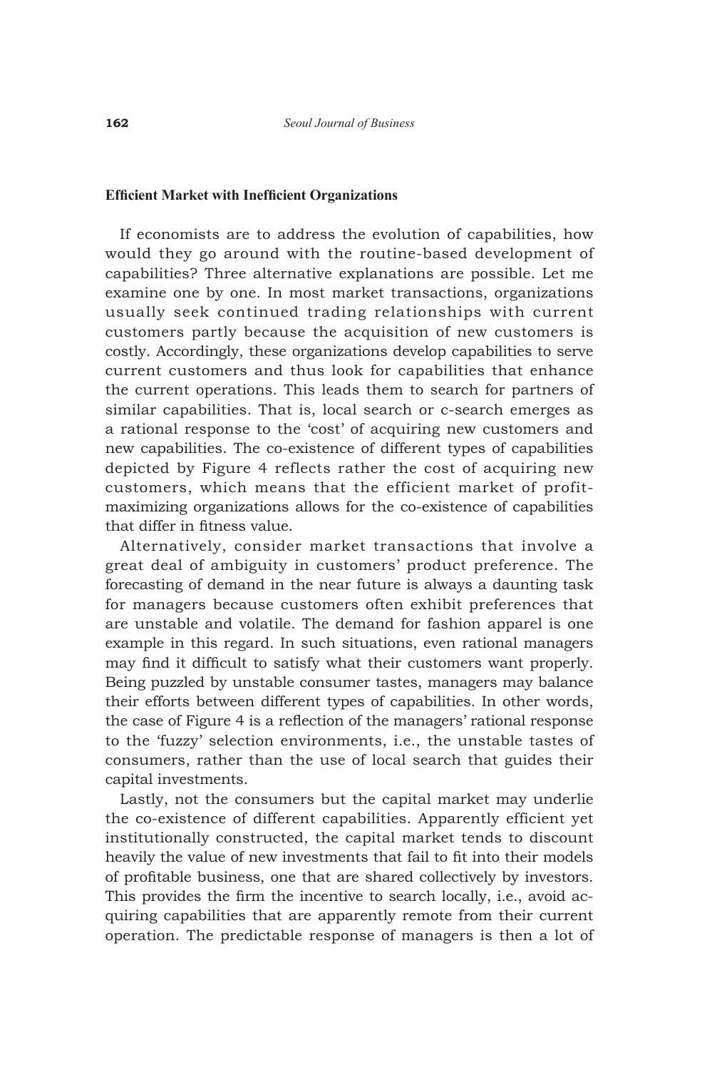### Efficient Market with Inefficient Organizations

If economists are to address the evolution of capabilities, how would they go around with the routine-based development of capabilities? Three alternative explanations are possible. Let me examine one by one. In most market transactions, organizations usually seek continued trading relationships with current customers partly because the acquisition of new customers is costly. Accordingly, these organizations develop capabilities to serve current customers and thus look for capabilities that enhance the current operations. This leads them to search for partners of similar capabilities. That is, local search or c-search emerges as a rational response to the 'cost' of acquiring new customers and new capabilities. The co-existence of different types of capabilities depicted by Figure 4 reflects rather the cost of acquiring new customers, which means that the efficient market of profit-maximizing organizations allows for the co-existence of capabilities that differ in fitness value.

Alternatively, consider market transactions that involve a great deal of ambiguity in customers' product preference. The forecasting of demand in the near future is always a daunting task for managers because customers often exhibit preferences that are unstable and volatile. The demand for fashion apparel is one example in this regard. In such situations, even rational managers may find it difficult to satisfy what their customers want properly. Being puzzled by unstable consumer tastes, managers may balance their efforts between different types of capabilities. In other words, the case of Figure 4 is a reflection of the managers' rational response to the 'fuzzy' selection environments, i.e., the unstable tastes of consumers, rather than the use of local search that guides their capital investments.

Lastly, not the consumers but the capital market may underlie the co-existence of different capabilities. Apparently efficient yet institutionally constructed, the capital market tends to discount heavily the value of new investments that fail to fit into their models of profitable business, one that are shared collectively by investors. This provides the firm the incentive to search locally, i.e., avoid acquiring capabilities that are apparently remote from their current operation. The predictable response of managers is then a lot of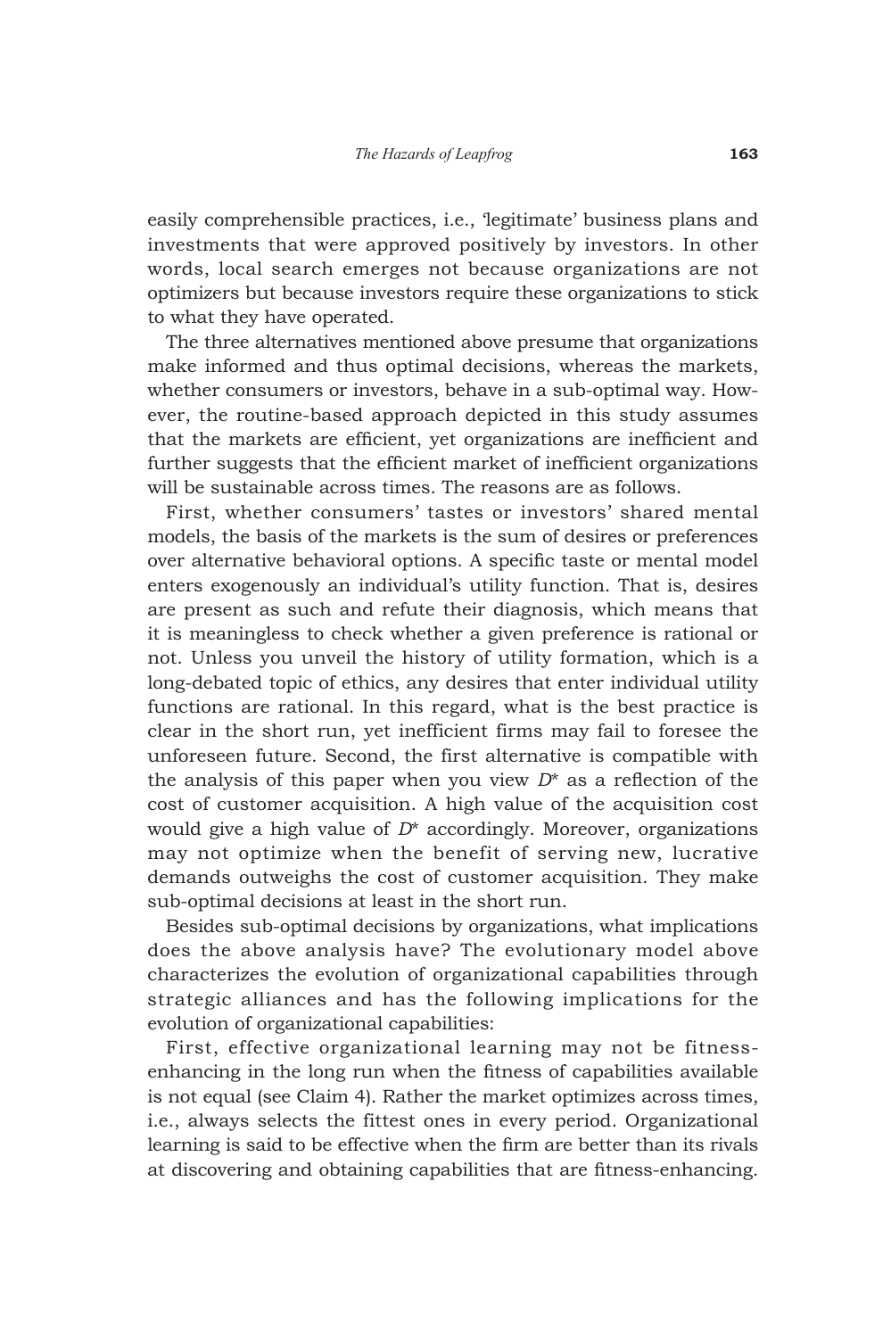easily comprehensible practices, i.e., 'legitimate' business plans and investments that were approved positively by investors. In other words, local search emerges not because organizations are not optimizers but because investors require these organizations to stick to what they have operated.

The three alternatives mentioned above presume that organizations make informed and thus optimal decisions, whereas the markets, whether consumers or investors, behave in a sub-optimal way. However, the routine-based approach depicted in this study assumes that the markets are efficient, yet organizations are inefficient and further suggests that the efficient market of inefficient organizations will be sustainable across times. The reasons are as follows.

First, whether consumers' tastes or investors' shared mental models, the basis of the markets is the sum of desires or preferences over alternative behavioral options. A specific taste or mental model enters exogenously an individual's utility function. That is, desires are present as such and refute their diagnosis, which means that it is meaningless to check whether a given preference is rational or not. Unless you unveil the history of utility formation, which is a long-debated topic of ethics, any desires that enter individual utility functions are rational. In this regard, what is the best practice is clear in the short run, yet inefficient firms may fail to foresee the unforeseen future. Second, the first alternative is compatible with the analysis of this paper when you view $D^*$ as a reflection of the cost of customer acquisition. A high value of the acquisition cost would give a high value of $D^*$ accordingly. Moreover, organizations may not optimize when the benefit of serving new, lucrative demands outweighs the cost of customer acquisition. They make sub-optimal decisions at least in the short run.

Besides sub-optimal decisions by organizations, what implications does the above analysis have? The evolutionary model above characterizes the evolution of organizational capabilities through strategic alliances and has the following implications for the evolution of organizational capabilities:

First, effective organizational learning may not be fitness-enhancing in the long run when the fitness of capabilities available is not equal (see Claim 4). Rather the market optimizes across times, i.e., always selects the fittest ones in every period. Organizational learning is said to be effective when the firm are better than its rivals at discovering and obtaining capabilities that are fitness-enhancing.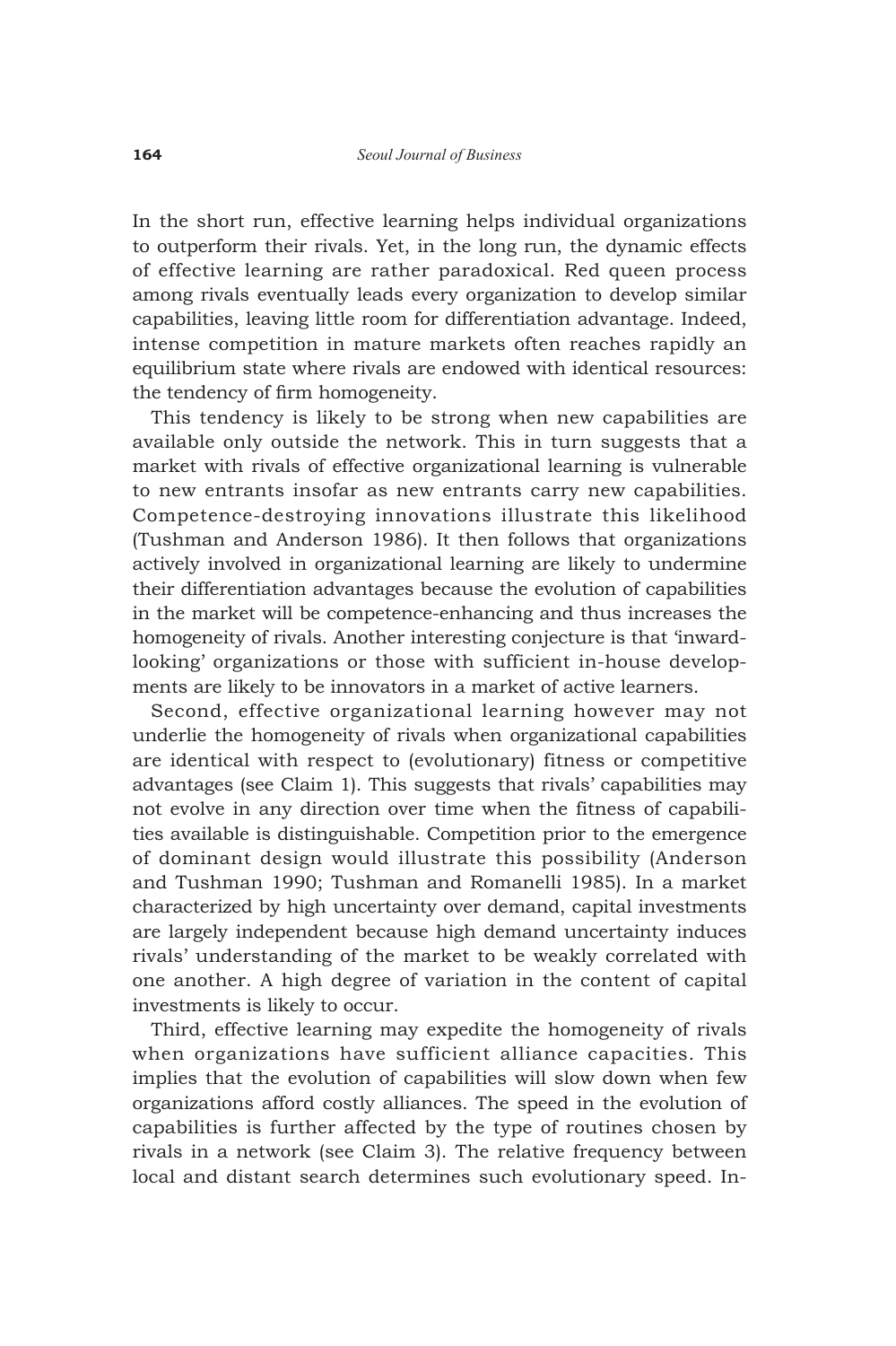In the short run, effective learning helps individual organizations to outperform their rivals. Yet, in the long run, the dynamic effects of effective learning are rather paradoxical. Red queen process among rivals eventually leads every organization to develop similar capabilities, leaving little room for differentiation advantage. Indeed, intense competition in mature markets often reaches rapidly an equilibrium state where rivals are endowed with identical resources: the tendency of firm homogeneity.

This tendency is likely to be strong when new capabilities are available only outside the network. This in turn suggests that a market with rivals of effective organizational learning is vulnerable to new entrants insofar as new entrants carry new capabilities. Competence-destroying innovations illustrate this likelihood (Tushman and Anderson 1986). It then follows that organizations actively involved in organizational learning are likely to undermine their differentiation advantages because the evolution of capabilities in the market will be competence-enhancing and thus increases the homogeneity of rivals. Another interesting conjecture is that 'inward-looking' organizations or those with sufficient in-house developments are likely to be innovators in a market of active learners.

Second, effective organizational learning however may not underlie the homogeneity of rivals when organizational capabilities are identical with respect to (evolutionary) fitness or competitive advantages (see Claim 1). This suggests that rivals' capabilities may not evolve in any direction over time when the fitness of capabilities available is distinguishable. Competition prior to the emergence of dominant design would illustrate this possibility (Anderson and Tushman 1990; Tushman and Romanelli 1985). In a market characterized by high uncertainty over demand, capital investments are largely independent because high demand uncertainty induces rivals' understanding of the market to be weakly correlated with one another. A high degree of variation in the content of capital investments is likely to occur.

Third, effective learning may expedite the homogeneity of rivals when organizations have sufficient alliance capacities. This implies that the evolution of capabilities will slow down when few organizations afford costly alliances. The speed in the evolution of capabilities is further affected by the type of routines chosen by rivals in a network (see Claim 3). The relative frequency between local and distant search determines such evolutionary speed. In-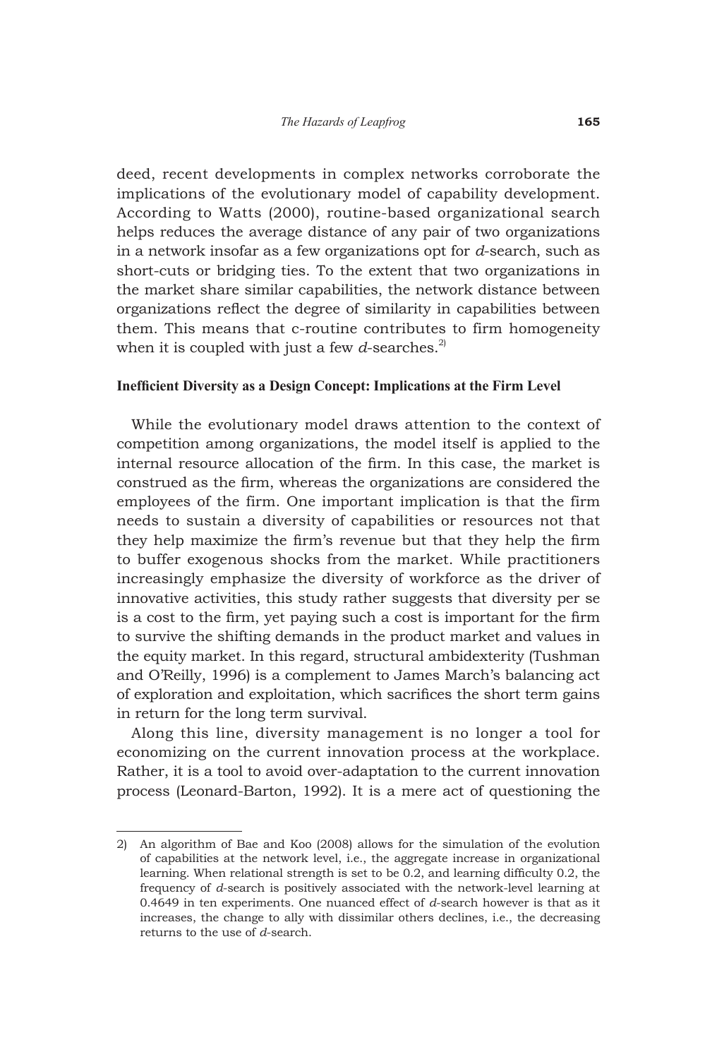deed, recent developments in complex networks corroborate the implications of the evolutionary model of capability development. According to Watts (2000), routine-based organizational search helps reduces the average distance of any pair of two organizations in a network insofar as a few organizations opt for *d*-search, such as short-cuts or bridging ties. To the extent that two organizations in the market share similar capabilities, the network distance between organizations reflect the degree of similarity in capabilities between them. This means that c-routine contributes to firm homogeneity when it is coupled with just a few *d*-searches.[2)]

### Inefficient Diversity as a Design Concept: Implications at the Firm Level

While the evolutionary model draws attention to the context of competition among organizations, the model itself is applied to the internal resource allocation of the firm. In this case, the market is construed as the firm, whereas the organizations are considered the employees of the firm. One important implication is that the firm needs to sustain a diversity of capabilities or resources not that they help maximize the firm's revenue but that they help the firm to buffer exogenous shocks from the market. While practitioners increasingly emphasize the diversity of workforce as the driver of innovative activities, this study rather suggests that diversity per se is a cost to the firm, yet paying such a cost is important for the firm to survive the shifting demands in the product market and values in the equity market. In this regard, structural ambidexterity (Tushman and O'Reilly, 1996) is a complement to James March's balancing act of exploration and exploitation, which sacrifices the short term gains in return for the long term survival.

Along this line, diversity management is no longer a tool for economizing on the current innovation process at the workplace. Rather, it is a tool to avoid over-adaptation to the current innovation process (Leonard-Barton, 1992). It is a mere act of questioning the

---

2) An algorithm of Bae and Koo (2008) allows for the simulation of the evolution of capabilities at the network level, i.e., the aggregate increase in organizational learning. When relational strength is set to be 0.2, and learning difficulty 0.2, the frequency of *d*-search is positively associated with the network-level learning at 0.4649 in ten experiments. One nuanced effect of *d*-search however is that as it increases, the change to ally with dissimilar others declines, i.e., the decreasing returns to the use of *d*-search.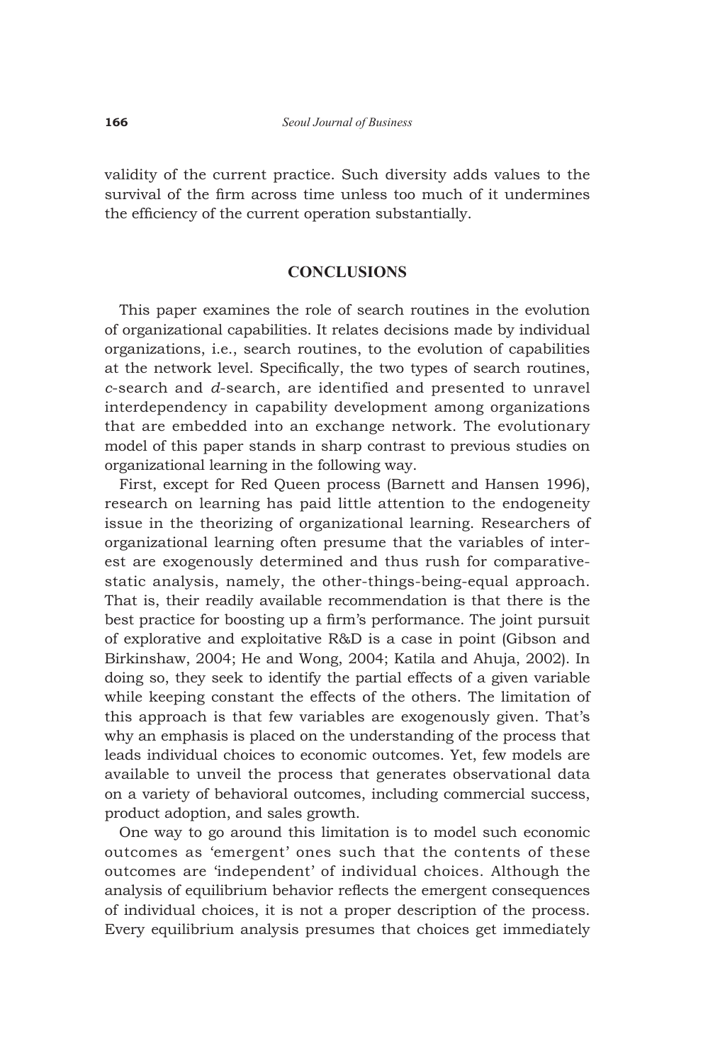validity of the current practice. Such diversity adds values to the survival of the firm across time unless too much of it undermines the efficiency of the current operation substantially.

## CONCLUSIONS

This paper examines the role of search routines in the evolution of organizational capabilities. It relates decisions made by individual organizations, i.e., search routines, to the evolution of capabilities at the network level. Specifically, the two types of search routines, *c*-search and *d*-search, are identified and presented to unravel interdependency in capability development among organizations that are embedded into an exchange network. The evolutionary model of this paper stands in sharp contrast to previous studies on organizational learning in the following way.

First, except for Red Queen process (Barnett and Hansen 1996), research on learning has paid little attention to the endogeneity issue in the theorizing of organizational learning. Researchers of organizational learning often presume that the variables of interest are exogenously determined and thus rush for comparative-static analysis, namely, the other-things-being-equal approach. That is, their readily available recommendation is that there is the best practice for boosting up a firm's performance. The joint pursuit of explorative and exploitative R&D is a case in point (Gibson and Birkinshaw, 2004; He and Wong, 2004; Katila and Ahuja, 2002). In doing so, they seek to identify the partial effects of a given variable while keeping constant the effects of the others. The limitation of this approach is that few variables are exogenously given. That's why an emphasis is placed on the understanding of the process that leads individual choices to economic outcomes. Yet, few models are available to unveil the process that generates observational data on a variety of behavioral outcomes, including commercial success, product adoption, and sales growth.

One way to go around this limitation is to model such economic outcomes as 'emergent' ones such that the contents of these outcomes are 'independent' of individual choices. Although the analysis of equilibrium behavior reflects the emergent consequences of individual choices, it is not a proper description of the process. Every equilibrium analysis presumes that choices get immediately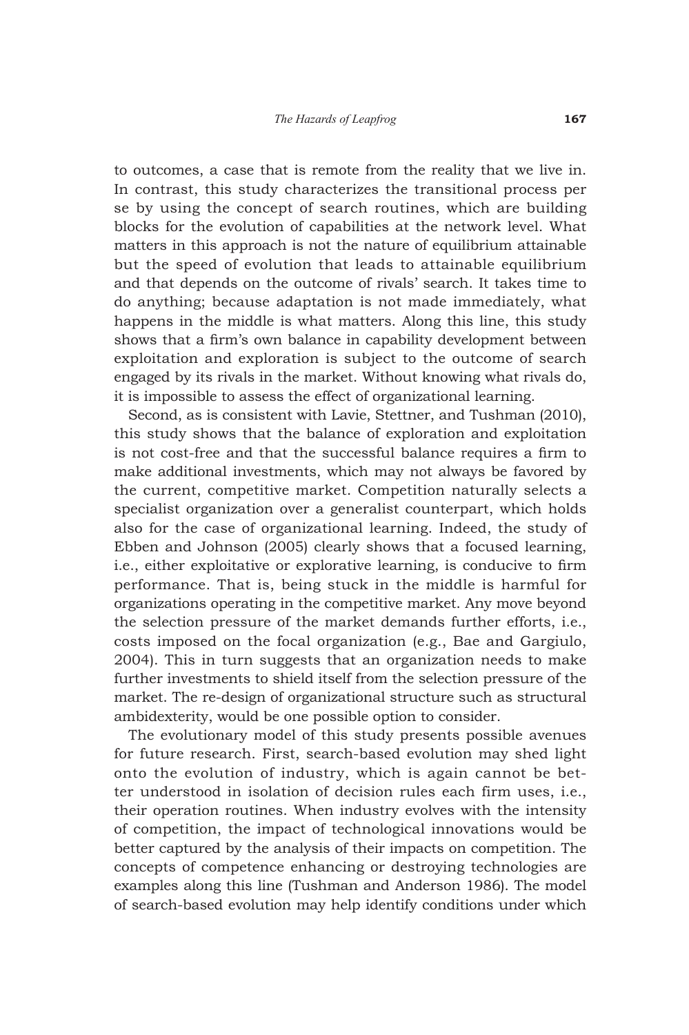to outcomes, a case that is remote from the reality that we live in. In contrast, this study characterizes the transitional process per se by using the concept of search routines, which are building blocks for the evolution of capabilities at the network level. What matters in this approach is not the nature of equilibrium attainable but the speed of evolution that leads to attainable equilibrium and that depends on the outcome of rivals' search. It takes time to do anything; because adaptation is not made immediately, what happens in the middle is what matters. Along this line, this study shows that a firm's own balance in capability development between exploitation and exploration is subject to the outcome of search engaged by its rivals in the market. Without knowing what rivals do, it is impossible to assess the effect of organizational learning.

Second, as is consistent with Lavie, Stettner, and Tushman (2010), this study shows that the balance of exploration and exploitation is not cost-free and that the successful balance requires a firm to make additional investments, which may not always be favored by the current, competitive market. Competition naturally selects a specialist organization over a generalist counterpart, which holds also for the case of organizational learning. Indeed, the study of Ebben and Johnson (2005) clearly shows that a focused learning, i.e., either exploitative or explorative learning, is conducive to firm performance. That is, being stuck in the middle is harmful for organizations operating in the competitive market. Any move beyond the selection pressure of the market demands further efforts, i.e., costs imposed on the focal organization (e.g., Bae and Gargiulo, 2004). This in turn suggests that an organization needs to make further investments to shield itself from the selection pressure of the market. The re-design of organizational structure such as structural ambidexterity, would be one possible option to consider.

The evolutionary model of this study presents possible avenues for future research. First, search-based evolution may shed light onto the evolution of industry, which is again cannot be better understood in isolation of decision rules each firm uses, i.e., their operation routines. When industry evolves with the intensity of competition, the impact of technological innovations would be better captured by the analysis of their impacts on competition. The concepts of competence enhancing or destroying technologies are examples along this line (Tushman and Anderson 1986). The model of search-based evolution may help identify conditions under which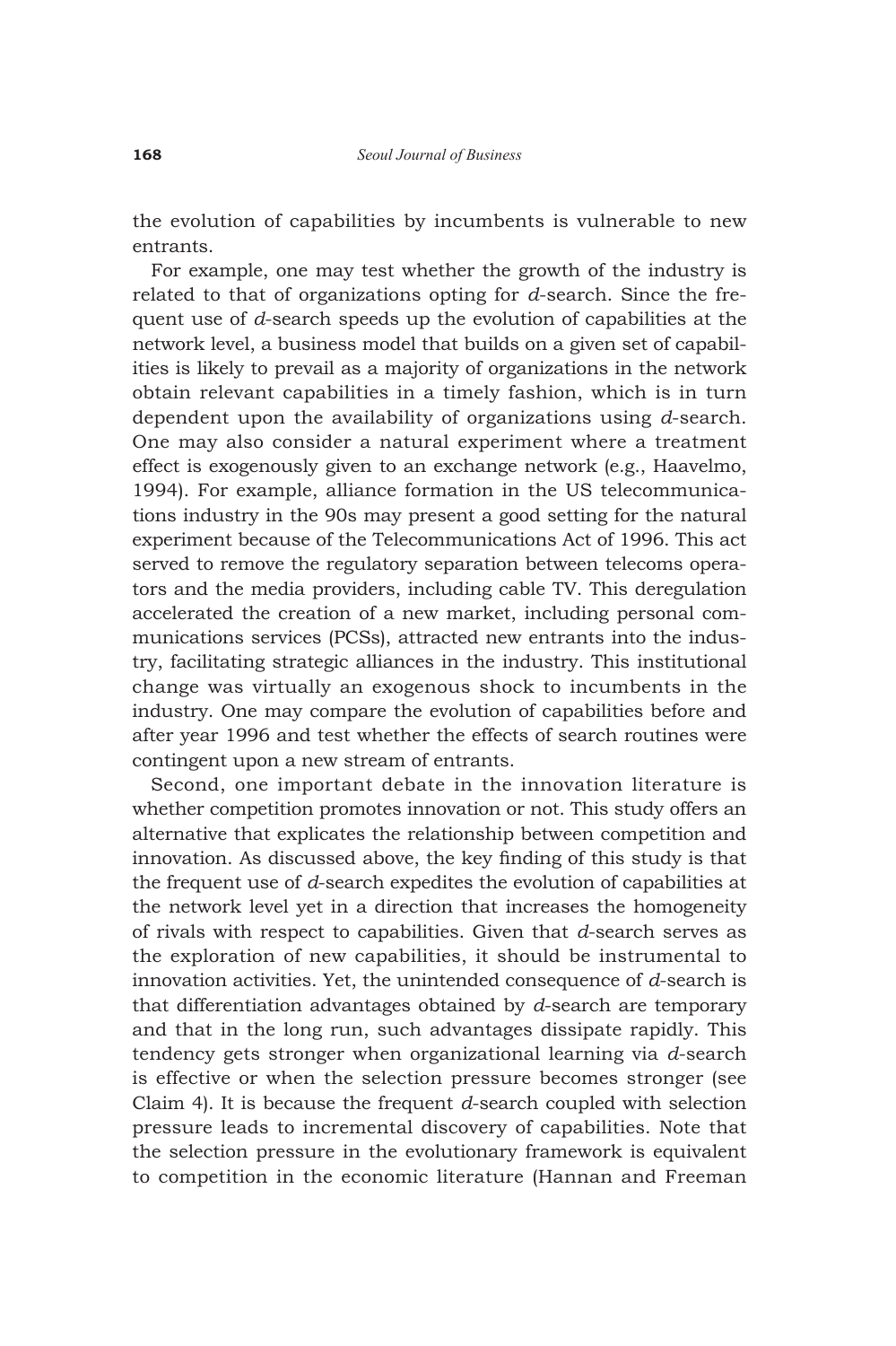the evolution of capabilities by incumbents is vulnerable to new entrants.

For example, one may test whether the growth of the industry is related to that of organizations opting for *d*-search. Since the frequent use of *d*-search speeds up the evolution of capabilities at the network level, a business model that builds on a given set of capabilities is likely to prevail as a majority of organizations in the network obtain relevant capabilities in a timely fashion, which is in turn dependent upon the availability of organizations using *d*-search. One may also consider a natural experiment where a treatment effect is exogenously given to an exchange network (e.g., Haavelmo, 1994). For example, alliance formation in the US telecommunications industry in the 90s may present a good setting for the natural experiment because of the Telecommunications Act of 1996. This act served to remove the regulatory separation between telecoms operators and the media providers, including cable TV. This deregulation accelerated the creation of a new market, including personal communications services (PCSs), attracted new entrants into the industry, facilitating strategic alliances in the industry. This institutional change was virtually an exogenous shock to incumbents in the industry. One may compare the evolution of capabilities before and after year 1996 and test whether the effects of search routines were contingent upon a new stream of entrants.

Second, one important debate in the innovation literature is whether competition promotes innovation or not. This study offers an alternative that explicates the relationship between competition and innovation. As discussed above, the key finding of this study is that the frequent use of *d*-search expedites the evolution of capabilities at the network level yet in a direction that increases the homogeneity of rivals with respect to capabilities. Given that *d*-search serves as the exploration of new capabilities, it should be instrumental to innovation activities. Yet, the unintended consequence of *d*-search is that differentiation advantages obtained by *d*-search are temporary and that in the long run, such advantages dissipate rapidly. This tendency gets stronger when organizational learning via *d*-search is effective or when the selection pressure becomes stronger (see Claim 4). It is because the frequent *d*-search coupled with selection pressure leads to incremental discovery of capabilities. Note that the selection pressure in the evolutionary framework is equivalent to competition in the economic literature (Hannan and Freeman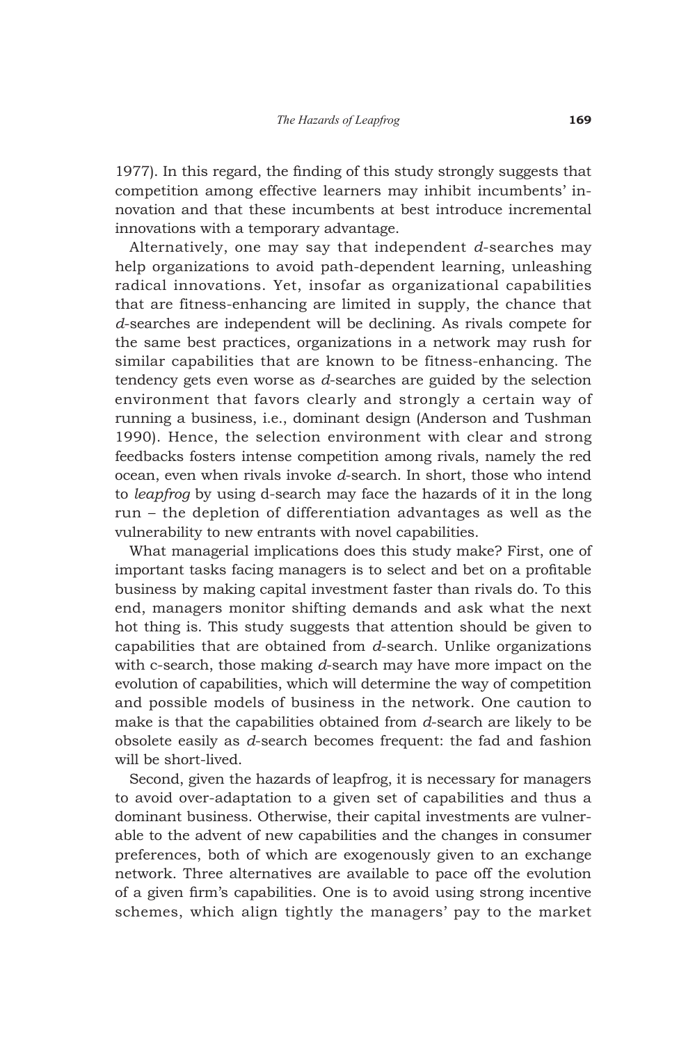1977). In this regard, the finding of this study strongly suggests that competition among effective learners may inhibit incumbents' innovation and that these incumbents at best introduce incremental innovations with a temporary advantage.

Alternatively, one may say that independent *d*-searches may help organizations to avoid path-dependent learning, unleashing radical innovations. Yet, insofar as organizational capabilities that are fitness-enhancing are limited in supply, the chance that *d*-searches are independent will be declining. As rivals compete for the same best practices, organizations in a network may rush for similar capabilities that are known to be fitness-enhancing. The tendency gets even worse as *d*-searches are guided by the selection environment that favors clearly and strongly a certain way of running a business, i.e., dominant design (Anderson and Tushman 1990). Hence, the selection environment with clear and strong feedbacks fosters intense competition among rivals, namely the red ocean, even when rivals invoke *d*-search. In short, those who intend to *leapfrog* by using d-search may face the hazards of it in the long run – the depletion of differentiation advantages as well as the vulnerability to new entrants with novel capabilities.

What managerial implications does this study make? First, one of important tasks facing managers is to select and bet on a profitable business by making capital investment faster than rivals do. To this end, managers monitor shifting demands and ask what the next hot thing is. This study suggests that attention should be given to capabilities that are obtained from *d*-search. Unlike organizations with c-search, those making *d*-search may have more impact on the evolution of capabilities, which will determine the way of competition and possible models of business in the network. One caution to make is that the capabilities obtained from *d*-search are likely to be obsolete easily as *d*-search becomes frequent: the fad and fashion will be short-lived.

Second, given the hazards of leapfrog, it is necessary for managers to avoid over-adaptation to a given set of capabilities and thus a dominant business. Otherwise, their capital investments are vulnerable to the advent of new capabilities and the changes in consumer preferences, both of which are exogenously given to an exchange network. Three alternatives are available to pace off the evolution of a given firm's capabilities. One is to avoid using strong incentive schemes, which align tightly the managers' pay to the market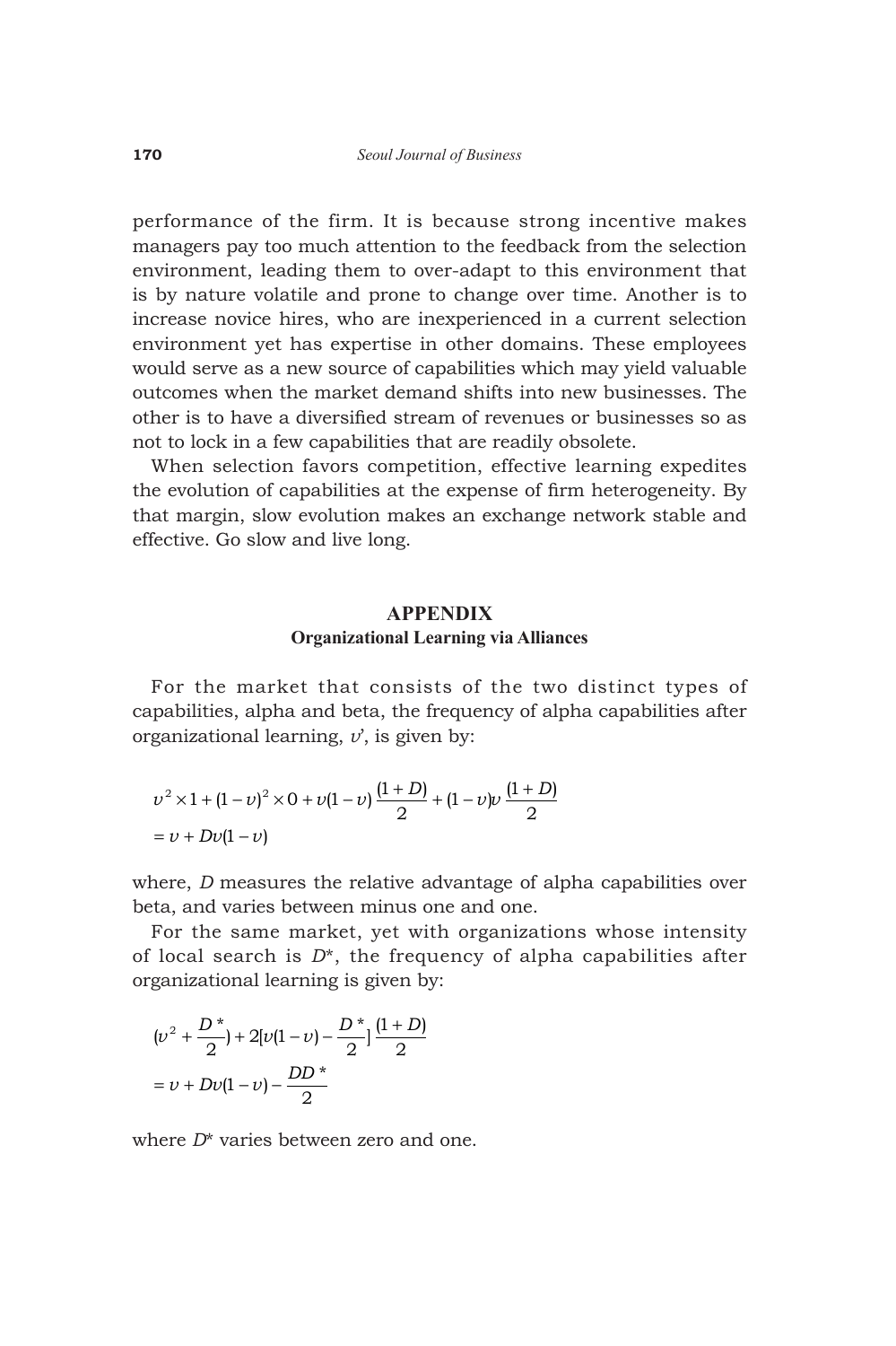performance of the firm. It is because strong incentive makes managers pay too much attention to the feedback from the selection environment, leading them to over-adapt to this environment that is by nature volatile and prone to change over time. Another is to increase novice hires, who are inexperienced in a current selection environment yet has expertise in other domains. These employees would serve as a new source of capabilities which may yield valuable outcomes when the market demand shifts into new businesses. The other is to have a diversified stream of revenues or businesses so as not to lock in a few capabilities that are readily obsolete.

When selection favors competition, effective learning expedites the evolution of capabilities at the expense of firm heterogeneity. By that margin, slow evolution makes an exchange network stable and effective. Go slow and live long.

## APPENDIX

### Organizational Learning via Alliances

For the market that consists of the two distinct types of capabilities, alpha and beta, the frequency of alpha capabilities after organizational learning, $\upsilon'$, is given by:

$$
\begin{aligned}
&\upsilon^2 \times 1 + (1-\upsilon)^2 \times 0 + \upsilon(1-\upsilon)\frac{(1+D)}{2} + (1-\upsilon)\upsilon\frac{(1+D)}{2} \\
&= \upsilon + D\upsilon(1-\upsilon)
\end{aligned}
$$

where, $D$ measures the relative advantage of alpha capabilities over beta, and varies between minus one and one.

For the same market, yet with organizations whose intensity of local search is $D^*$, the frequency of alpha capabilities after organizational learning is given by:

$$
\begin{aligned}
&(\upsilon^2 + \frac{D^*}{2}) + 2[\upsilon(1-\upsilon) - \frac{D^*}{2}]\frac{(1+D)}{2} \\
&= \upsilon + D\upsilon(1-\upsilon) - \frac{DD^*}{2}
\end{aligned}
$$

where $D^*$ varies between zero and one.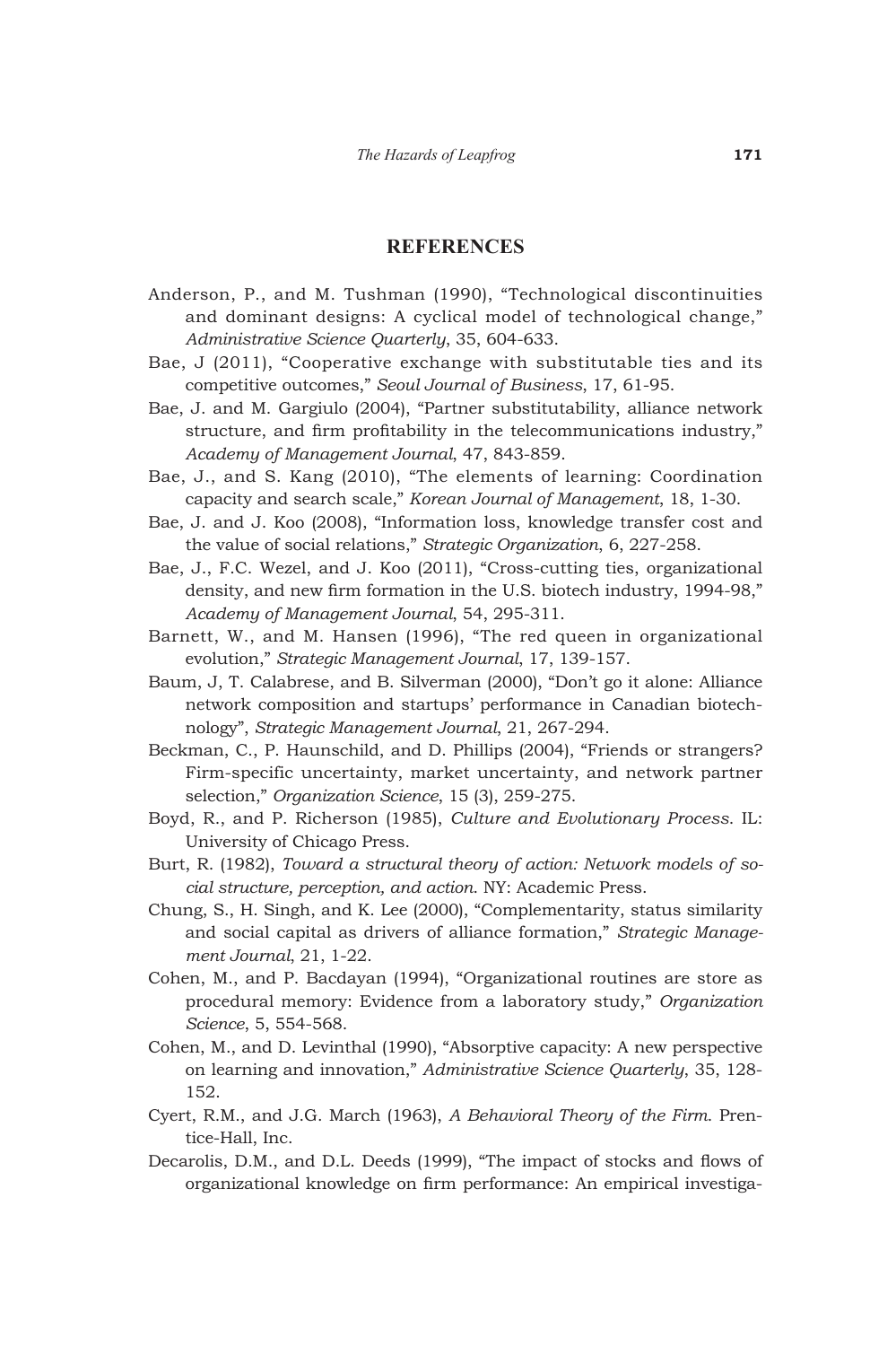## REFERENCES

Anderson, P., and M. Tushman (1990), "Technological discontinuities and dominant designs: A cyclical model of technological change," *Administrative Science Quarterly*, 35, 604-633.

Bae, J (2011), "Cooperative exchange with substitutable ties and its competitive outcomes," *Seoul Journal of Business*, 17, 61-95.

Bae, J. and M. Gargiulo (2004), "Partner substitutability, alliance network structure, and firm profitability in the telecommunications industry," *Academy of Management Journal*, 47, 843-859.

Bae, J., and S. Kang (2010), "The elements of learning: Coordination capacity and search scale," *Korean Journal of Management*, 18, 1-30.

Bae, J. and J. Koo (2008), "Information loss, knowledge transfer cost and the value of social relations," *Strategic Organization*, 6, 227-258.

Bae, J., F.C. Wezel, and J. Koo (2011), "Cross-cutting ties, organizational density, and new firm formation in the U.S. biotech industry, 1994-98," *Academy of Management Journal*, 54, 295-311.

Barnett, W., and M. Hansen (1996), "The red queen in organizational evolution," *Strategic Management Journal*, 17, 139-157.

Baum, J, T. Calabrese, and B. Silverman (2000), "Don't go it alone: Alliance network composition and startups' performance in Canadian biotechnology", *Strategic Management Journal*, 21, 267-294.

Beckman, C., P. Haunschild, and D. Phillips (2004), "Friends or strangers? Firm-specific uncertainty, market uncertainty, and network partner selection," *Organization Science*, 15 (3), 259-275.

Boyd, R., and P. Richerson (1985), *Culture and Evolutionary Process*. IL: University of Chicago Press.

Burt, R. (1982), *Toward a structural theory of action: Network models of social structure, perception, and action*. NY: Academic Press.

Chung, S., H. Singh, and K. Lee (2000), "Complementarity, status similarity and social capital as drivers of alliance formation," *Strategic Management Journal*, 21, 1-22.

Cohen, M., and P. Bacdayan (1994), "Organizational routines are store as procedural memory: Evidence from a laboratory study," *Organization Science*, 5, 554-568.

Cohen, M., and D. Levinthal (1990), "Absorptive capacity: A new perspective on learning and innovation," *Administrative Science Quarterly*, 35, 128-152.

Cyert, R.M., and J.G. March (1963), *A Behavioral Theory of the Firm*. Prentice-Hall, Inc.

Decarolis, D.M., and D.L. Deeds (1999), "The impact of stocks and flows of organizational knowledge on firm performance: An empirical investiga-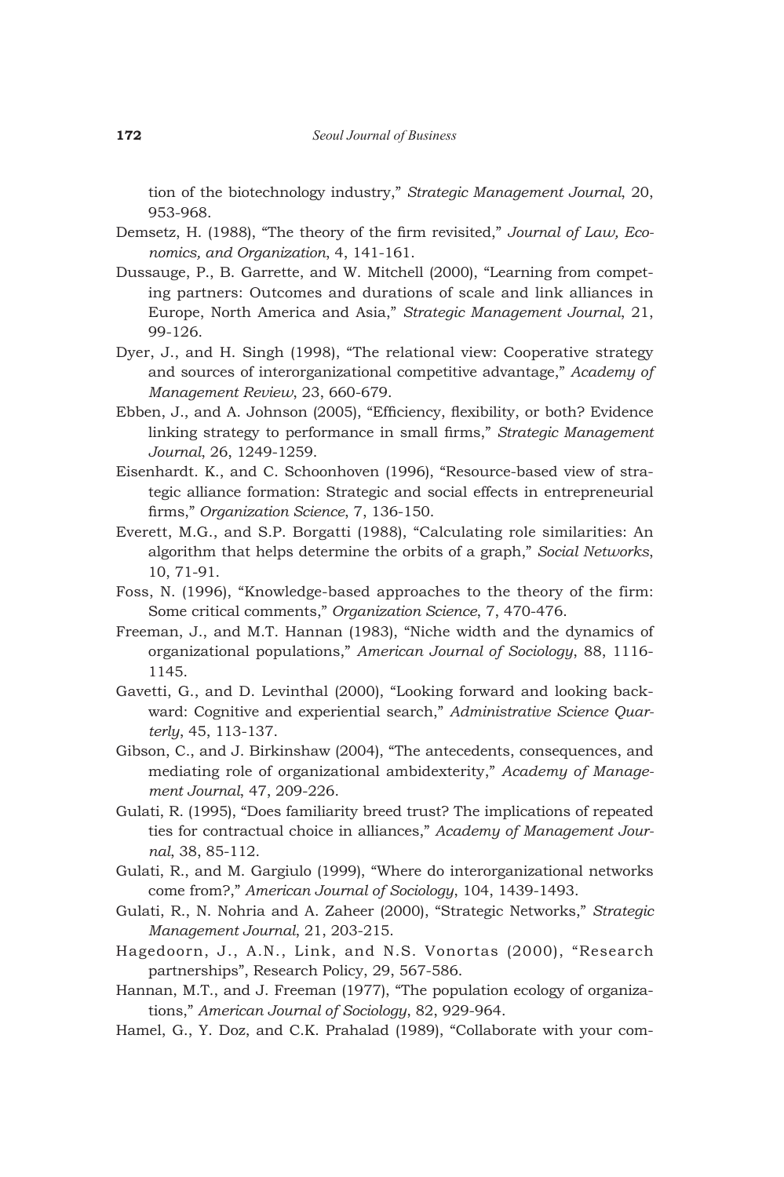tion of the biotechnology industry," *Strategic Management Journal*, 20, 953-968.

Demsetz, H. (1988), "The theory of the firm revisited," *Journal of Law, Economics, and Organization*, 4, 141-161.

Dussauge, P., B. Garrette, and W. Mitchell (2000), "Learning from competing partners: Outcomes and durations of scale and link alliances in Europe, North America and Asia," *Strategic Management Journal*, 21, 99-126.

Dyer, J., and H. Singh (1998), "The relational view: Cooperative strategy and sources of interorganizational competitive advantage," *Academy of Management Review*, 23, 660-679.

Ebben, J., and A. Johnson (2005), "Efficiency, flexibility, or both? Evidence linking strategy to performance in small firms," *Strategic Management Journal*, 26, 1249-1259.

Eisenhardt. K., and C. Schoonhoven (1996), "Resource-based view of strategic alliance formation: Strategic and social effects in entrepreneurial firms," *Organization Science*, 7, 136-150.

Everett, M.G., and S.P. Borgatti (1988), "Calculating role similarities: An algorithm that helps determine the orbits of a graph," *Social Networks*, 10, 71-91.

Foss, N. (1996), "Knowledge-based approaches to the theory of the firm: Some critical comments," *Organization Science*, 7, 470-476.

Freeman, J., and M.T. Hannan (1983), "Niche width and the dynamics of organizational populations," *American Journal of Sociology*, 88, 1116-1145.

Gavetti, G., and D. Levinthal (2000), "Looking forward and looking backward: Cognitive and experiential search," *Administrative Science Quarterly*, 45, 113-137.

Gibson, C., and J. Birkinshaw (2004), "The antecedents, consequences, and mediating role of organizational ambidexterity," *Academy of Management Journal*, 47, 209-226.

Gulati, R. (1995), "Does familiarity breed trust? The implications of repeated ties for contractual choice in alliances," *Academy of Management Journal*, 38, 85-112.

Gulati, R., and M. Gargiulo (1999), "Where do interorganizational networks come from?," *American Journal of Sociology*, 104, 1439-1493.

Gulati, R., N. Nohria and A. Zaheer (2000), "Strategic Networks," *Strategic Management Journal*, 21, 203-215.

Hagedoorn, J., A.N., Link, and N.S. Vonortas (2000), "Research partnerships", Research Policy, 29, 567-586.

Hannan, M.T., and J. Freeman (1977), "The population ecology of organizations," *American Journal of Sociology*, 82, 929-964.

Hamel, G., Y. Doz, and C.K. Prahalad (1989), "Collaborate with your com-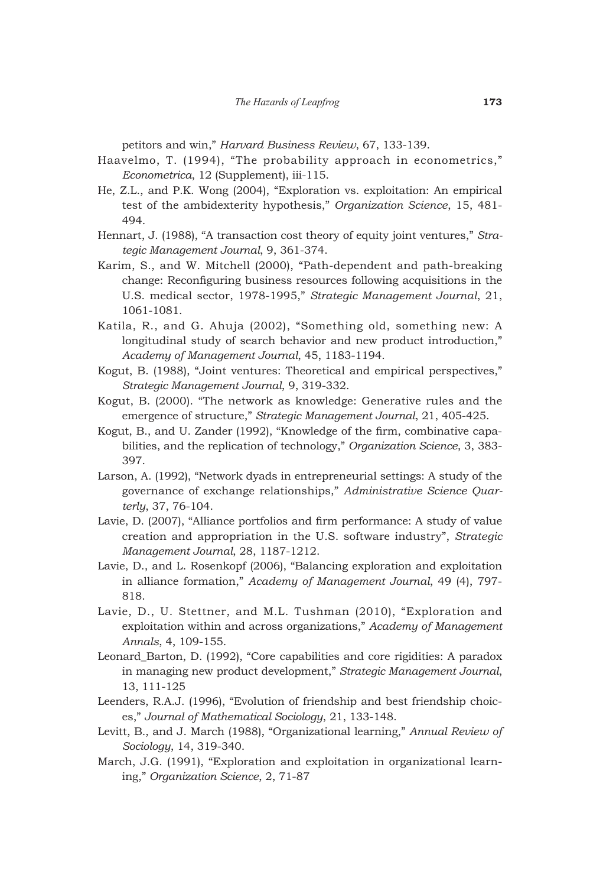petitors and win," *Harvard Business Review*, 67, 133-139.

Haavelmo, T. (1994), "The probability approach in econometrics," *Econometrica*, 12 (Supplement), iii-115.

He, Z.L., and P.K. Wong (2004), "Exploration vs. exploitation: An empirical test of the ambidexterity hypothesis," *Organization Science*, 15, 481-494.

Hennart, J. (1988), "A transaction cost theory of equity joint ventures," *Strategic Management Journal*, 9, 361-374.

Karim, S., and W. Mitchell (2000), "Path-dependent and path-breaking change: Reconfiguring business resources following acquisitions in the U.S. medical sector, 1978-1995," *Strategic Management Journal*, 21, 1061-1081.

Katila, R., and G. Ahuja (2002), "Something old, something new: A longitudinal study of search behavior and new product introduction," *Academy of Management Journal*, 45, 1183-1194.

Kogut, B. (1988), "Joint ventures: Theoretical and empirical perspectives," *Strategic Management Journal*, 9, 319-332.

Kogut, B. (2000). "The network as knowledge: Generative rules and the emergence of structure," *Strategic Management Journal*, 21, 405-425.

Kogut, B., and U. Zander (1992), "Knowledge of the firm, combinative capabilities, and the replication of technology," *Organization Science*, 3, 383-397.

Larson, A. (1992), "Network dyads in entrepreneurial settings: A study of the governance of exchange relationships," *Administrative Science Quarterly*, 37, 76-104.

Lavie, D. (2007), "Alliance portfolios and firm performance: A study of value creation and appropriation in the U.S. software industry", *Strategic Management Journal*, 28, 1187-1212.

Lavie, D., and L. Rosenkopf (2006), "Balancing exploration and exploitation in alliance formation," *Academy of Management Journal*, 49 (4), 797-818.

Lavie, D., U. Stettner, and M.L. Tushman (2010), "Exploration and exploitation within and across organizations," *Academy of Management Annals*, 4, 109-155.

Leonard_Barton, D. (1992), "Core capabilities and core rigidities: A paradox in managing new product development," *Strategic Management Journal*, 13, 111-125

Leenders, R.A.J. (1996), "Evolution of friendship and best friendship choices," *Journal of Mathematical Sociology*, 21, 133-148.

Levitt, B., and J. March (1988), "Organizational learning," *Annual Review of Sociology*, 14, 319-340.

March, J.G. (1991), "Exploration and exploitation in organizational learning," *Organization Science*, 2, 71-87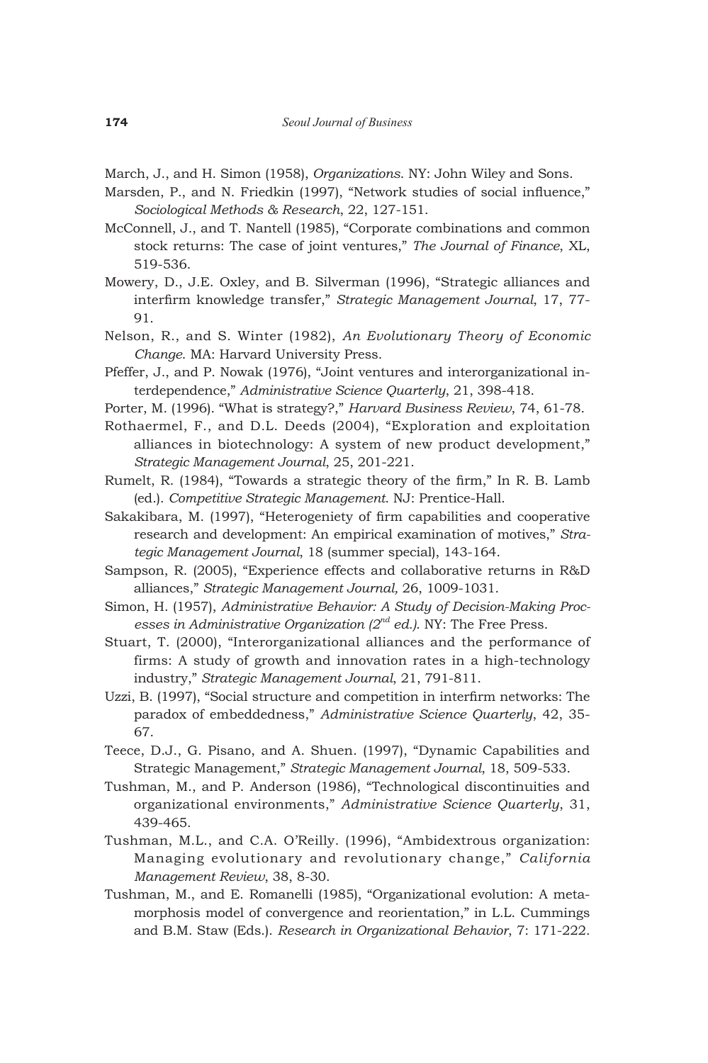March, J., and H. Simon (1958), *Organizations*. NY: John Wiley and Sons.

Marsden, P., and N. Friedkin (1997), "Network studies of social influence," *Sociological Methods & Research*, 22, 127-151.

McConnell, J., and T. Nantell (1985), "Corporate combinations and common stock returns: The case of joint ventures," *The Journal of Finance*, XL, 519-536.

Mowery, D., J.E. Oxley, and B. Silverman (1996), "Strategic alliances and interfirm knowledge transfer," *Strategic Management Journal*, 17, 77-91.

Nelson, R., and S. Winter (1982), *An Evolutionary Theory of Economic Change*. MA: Harvard University Press.

Pfeffer, J., and P. Nowak (1976), "Joint ventures and interorganizational interdependence," *Administrative Science Quarterly*, 21, 398-418.

Porter, M. (1996). "What is strategy?," *Harvard Business Review*, 74, 61-78.

Rothaermel, F., and D.L. Deeds (2004), "Exploration and exploitation alliances in biotechnology: A system of new product development," *Strategic Management Journal*, 25, 201-221.

Rumelt, R. (1984), "Towards a strategic theory of the firm," In R. B. Lamb (ed.). *Competitive Strategic Management*. NJ: Prentice-Hall.

Sakakibara, M. (1997), "Heterogeniety of firm capabilities and cooperative research and development: An empirical examination of motives," *Strategic Management Journal*, 18 (summer special), 143-164.

Sampson, R. (2005), "Experience effects and collaborative returns in R&D alliances," *Strategic Management Journal,* 26, 1009-1031.

Simon, H. (1957), *Administrative Behavior: A Study of Decision-Making Processes in Administrative Organization (2nd ed.)*. NY: The Free Press.

Stuart, T. (2000), "Interorganizational alliances and the performance of firms: A study of growth and innovation rates in a high-technology industry," *Strategic Management Journal*, 21, 791-811.

Uzzi, B. (1997), "Social structure and competition in interfirm networks: The paradox of embeddedness," *Administrative Science Quarterly*, 42, 35-67.

Teece, D.J., G. Pisano, and A. Shuen. (1997), "Dynamic Capabilities and Strategic Management," *Strategic Management Journal*, 18, 509-533.

Tushman, M., and P. Anderson (1986), "Technological discontinuities and organizational environments," *Administrative Science Quarterly*, 31, 439-465.

Tushman, M.L., and C.A. O'Reilly. (1996), "Ambidextrous organization: Managing evolutionary and revolutionary change," *California Management Review*, 38, 8-30.

Tushman, M., and E. Romanelli (1985), "Organizational evolution: A metamorphosis model of convergence and reorientation," in L.L. Cummings and B.M. Staw (Eds.). *Research in Organizational Behavior*, 7: 171-222.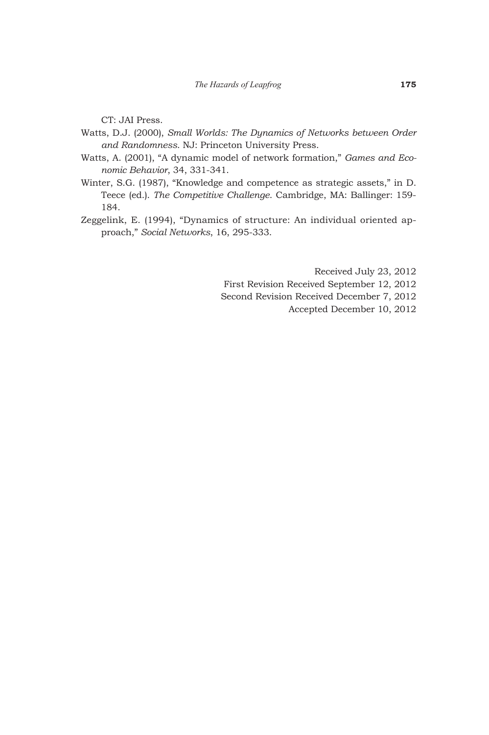CT: JAI Press.

Watts, D.J. (2000), *Small Worlds: The Dynamics of Networks between Order and Randomness*. NJ: Princeton University Press.

Watts, A. (2001), "A dynamic model of network formation," *Games and Economic Behavior*, 34, 331-341.

Winter, S.G. (1987), "Knowledge and competence as strategic assets," in D. Teece (ed.). *The Competitive Challenge*. Cambridge, MA: Ballinger: 159-184.

Zeggelink, E. (1994), "Dynamics of structure: An individual oriented approach," *Social Networks*, 16, 295-333.

Received July 23, 2012
First Revision Received September 12, 2012
Second Revision Received December 7, 2012
Accepted December 10, 2012